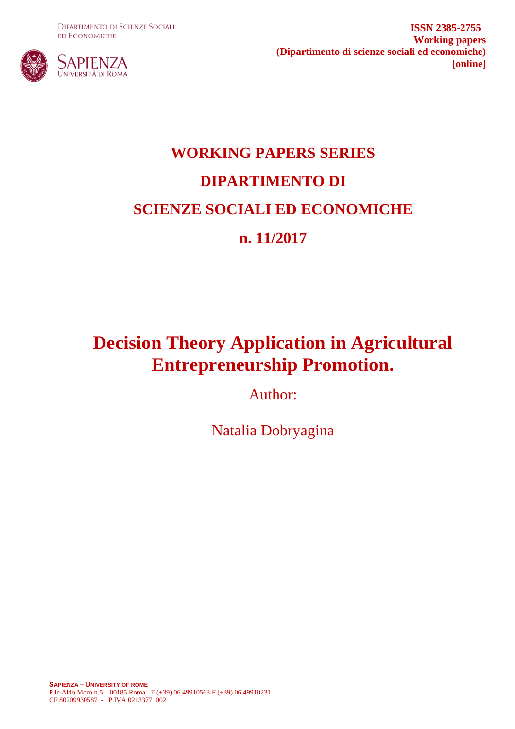Dipartimento di Scienze Sociali ed Economiche

Sapienza Università di Roma

**ISSN 2385-2755**
**Working papers**
**(Dipartimento di scienze sociali ed economiche)**
**[online]**

# WORKING PAPERS SERIES

# DIPARTIMENTO DI

# SCIENZE SOCIALI ED ECONOMICHE

# n. 11/2017

# Decision Theory Application in Agricultural Entrepreneurship Promotion.

Author:

Natalia Dobryagina

**SAPIENZA – UNIVERSITY OF ROME**
P.le Aldo Moro n.5 – 00185 Roma T (+39) 06 49910563 F (+39) 06 49910231
CF 80209930587 - P.IVA 02133771002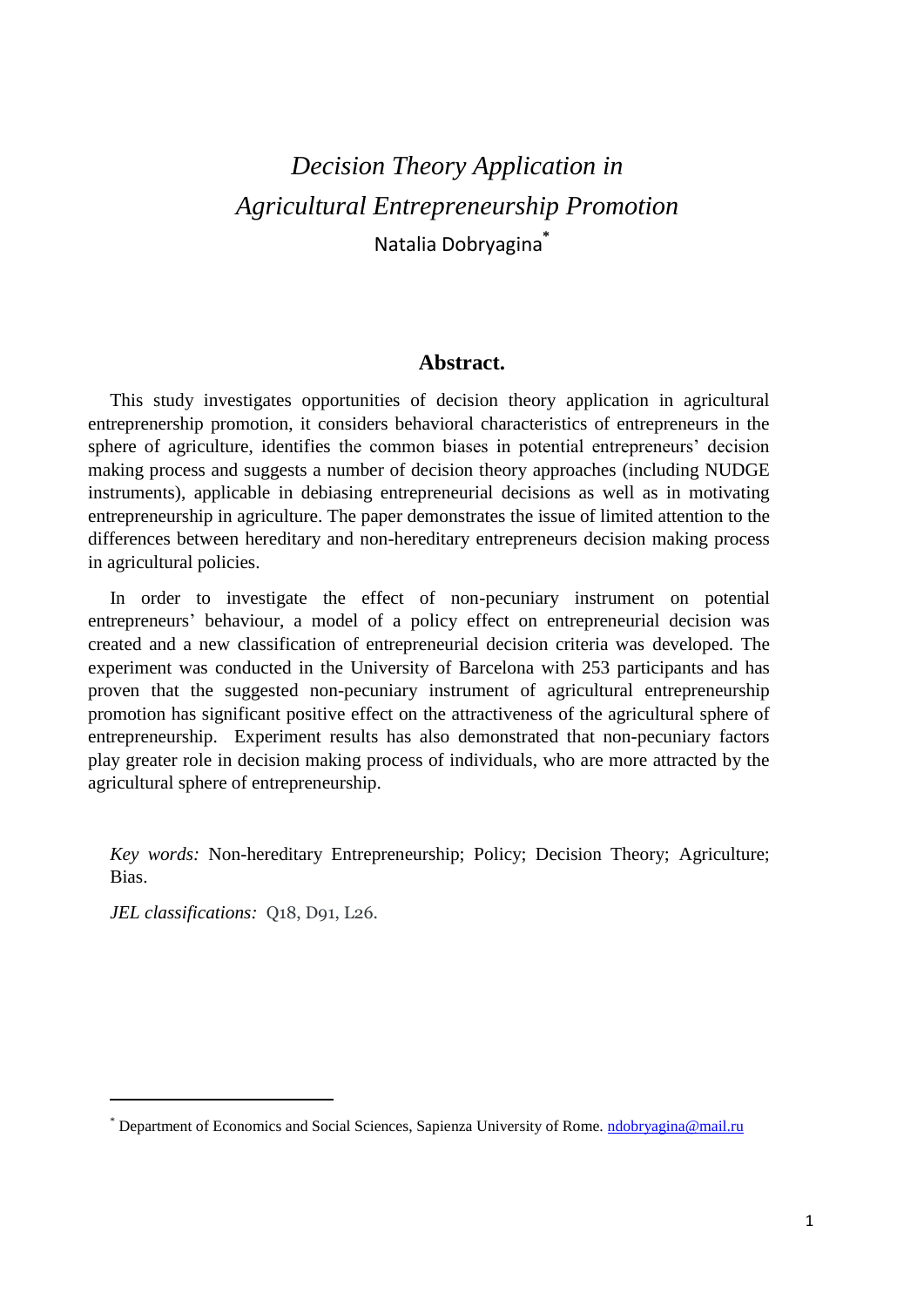// Title: italic
# *Decision Theory Application in Agricultural Entrepreneurship Promotion*

Natalia Dobryagina[*]

## Abstract.

This study investigates opportunities of decision theory application in agricultural entreprenership promotion, it considers behavioral characteristics of entrepreneurs in the sphere of agriculture, identifies the common biases in potential entrepreneurs' decision making process and suggests a number of decision theory approaches (including NUDGE instruments), applicable in debiasing entrepreneurial decisions as well as in motivating entrepreneurship in agriculture. The paper demonstrates the issue of limited attention to the differences between hereditary and non-hereditary entrepreneurs decision making process in agricultural policies.

In order to investigate the effect of non-pecuniary instrument on potential entrepreneurs' behaviour, a model of a policy effect on entrepreneurial decision was created and a new classification of entrepreneurial decision criteria was developed. The experiment was conducted in the University of Barcelona with 253 participants and has proven that the suggested non-pecuniary instrument of agricultural entrepreneurship promotion has significant positive effect on the attractiveness of the agricultural sphere of entrepreneurship. Experiment results has also demonstrated that non-pecuniary factors play greater role in decision making process of individuals, who are more attracted by the agricultural sphere of entrepreneurship.

*Key words:* Non-hereditary Entrepreneurship; Policy; Decision Theory; Agriculture; Bias.

*JEL classifications:* Q18, D91, L26.

[*] Department of Economics and Social Sciences, Sapienza University of Rome. ndobryagina@mail.ru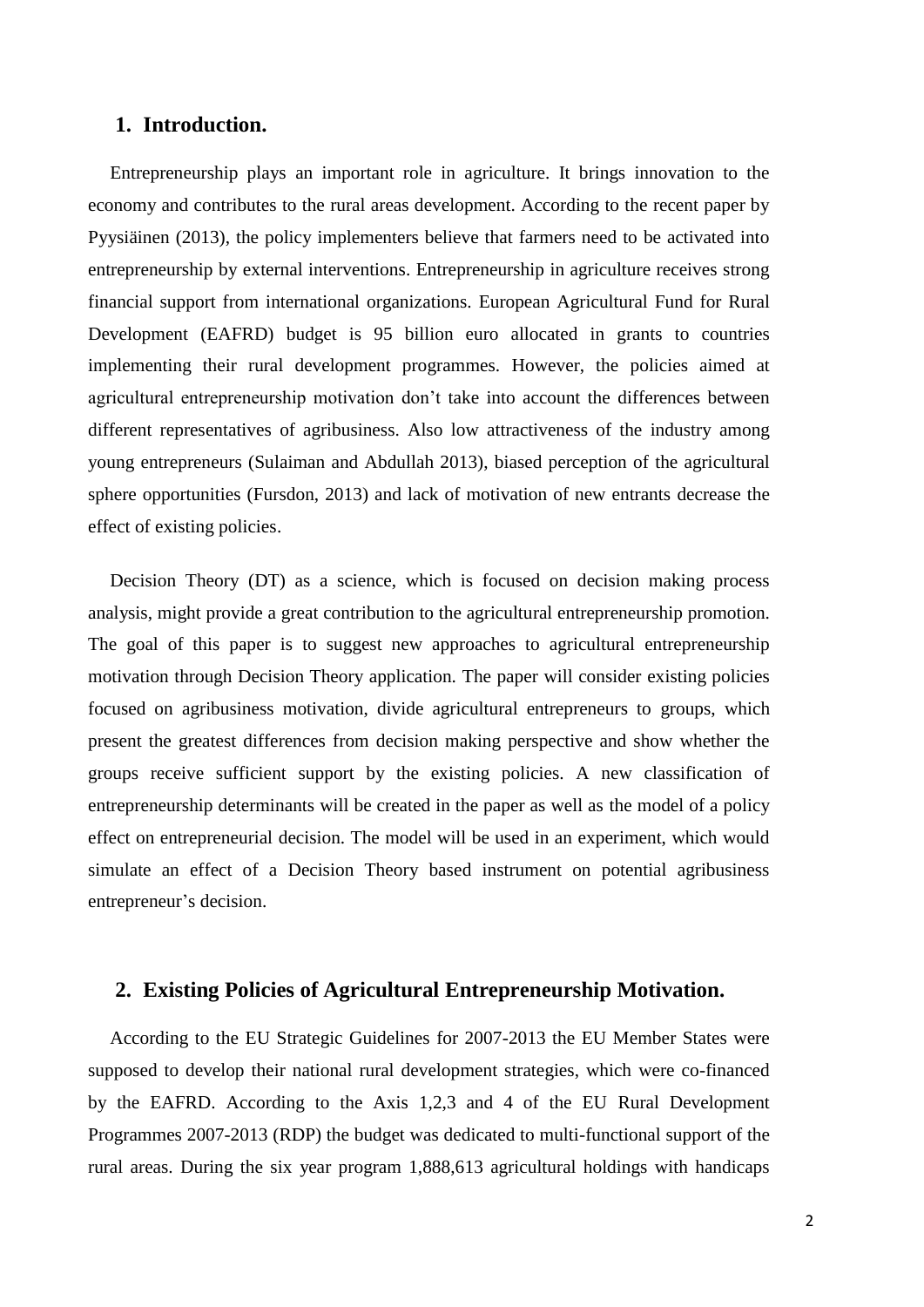## 1. Introduction.

Entrepreneurship plays an important role in agriculture. It brings innovation to the economy and contributes to the rural areas development. According to the recent paper by Pyysiäinen (2013), the policy implementers believe that farmers need to be activated into entrepreneurship by external interventions. Entrepreneurship in agriculture receives strong financial support from international organizations. European Agricultural Fund for Rural Development (EAFRD) budget is 95 billion euro allocated in grants to countries implementing their rural development programmes. However, the policies aimed at agricultural entrepreneurship motivation don't take into account the differences between different representatives of agribusiness. Also low attractiveness of the industry among young entrepreneurs (Sulaiman and Abdullah 2013), biased perception of the agricultural sphere opportunities (Fursdon, 2013) and lack of motivation of new entrants decrease the effect of existing policies.

Decision Theory (DT) as a science, which is focused on decision making process analysis, might provide a great contribution to the agricultural entrepreneurship promotion. The goal of this paper is to suggest new approaches to agricultural entrepreneurship motivation through Decision Theory application. The paper will consider existing policies focused on agribusiness motivation, divide agricultural entrepreneurs to groups, which present the greatest differences from decision making perspective and show whether the groups receive sufficient support by the existing policies. A new classification of entrepreneurship determinants will be created in the paper as well as the model of a policy effect on entrepreneurial decision. The model will be used in an experiment, which would simulate an effect of a Decision Theory based instrument on potential agribusiness entrepreneur's decision.

## 2. Existing Policies of Agricultural Entrepreneurship Motivation.

According to the EU Strategic Guidelines for 2007-2013 the EU Member States were supposed to develop their national rural development strategies, which were co-financed by the EAFRD. According to the Axis 1,2,3 and 4 of the EU Rural Development Programmes 2007-2013 (RDP) the budget was dedicated to multi-functional support of the rural areas. During the six year program 1,888,613 agricultural holdings with handicaps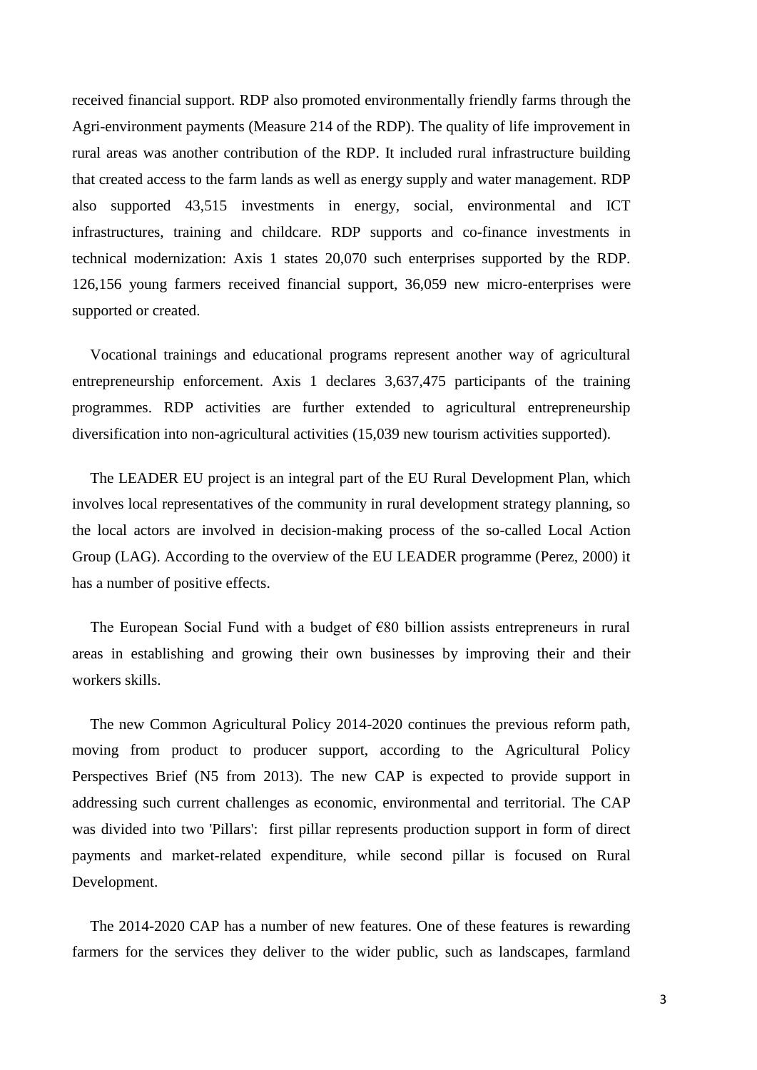received financial support. RDP also promoted environmentally friendly farms through the Agri-environment payments (Measure 214 of the RDP). The quality of life improvement in rural areas was another contribution of the RDP. It included rural infrastructure building that created access to the farm lands as well as energy supply and water management. RDP also supported 43,515 investments in energy, social, environmental and ICT infrastructures, training and childcare. RDP supports and co-finance investments in technical modernization: Axis 1 states 20,070 such enterprises supported by the RDP. 126,156 young farmers received financial support, 36,059 new micro-enterprises were supported or created.

Vocational trainings and educational programs represent another way of agricultural entrepreneurship enforcement. Axis 1 declares 3,637,475 participants of the training programmes. RDP activities are further extended to agricultural entrepreneurship diversification into non-agricultural activities (15,039 new tourism activities supported).

The LEADER EU project is an integral part of the EU Rural Development Plan, which involves local representatives of the community in rural development strategy planning, so the local actors are involved in decision-making process of the so-called Local Action Group (LAG). According to the overview of the EU LEADER programme (Perez, 2000) it has a number of positive effects.

The European Social Fund with a budget of €80 billion assists entrepreneurs in rural areas in establishing and growing their own businesses by improving their and their workers skills.

The new Common Agricultural Policy 2014-2020 continues the previous reform path, moving from product to producer support, according to the Agricultural Policy Perspectives Brief (N5 from 2013). The new CAP is expected to provide support in addressing such current challenges as economic, environmental and territorial. The CAP was divided into two 'Pillars': first pillar represents production support in form of direct payments and market-related expenditure, while second pillar is focused on Rural Development.

The 2014-2020 CAP has a number of new features. One of these features is rewarding farmers for the services they deliver to the wider public, such as landscapes, farmland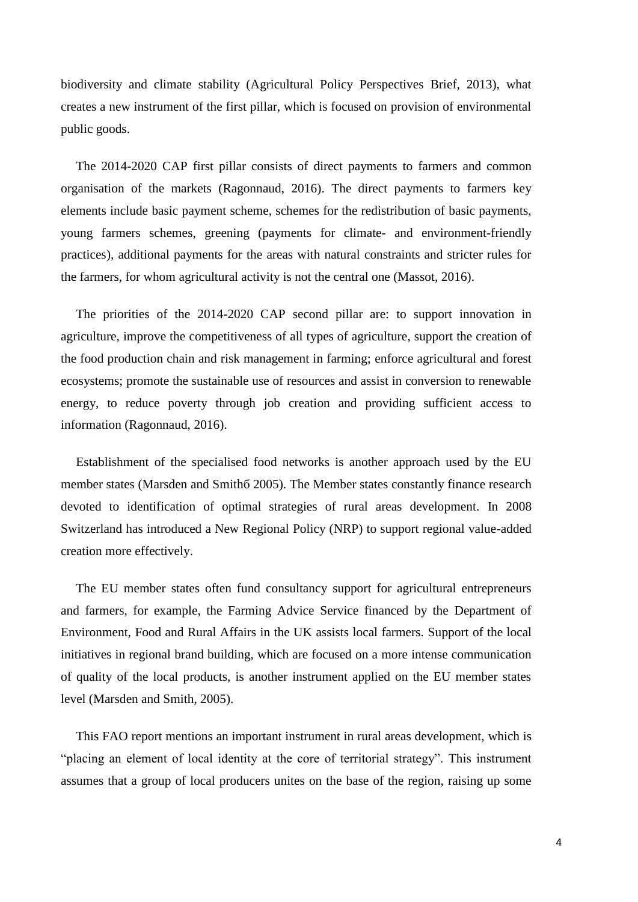biodiversity and climate stability (Agricultural Policy Perspectives Brief, 2013), what creates a new instrument of the first pillar, which is focused on provision of environmental public goods.

The 2014-2020 CAP first pillar consists of direct payments to farmers and common organisation of the markets (Ragonnaud, 2016). The direct payments to farmers key elements include basic payment scheme, schemes for the redistribution of basic payments, young farmers schemes, greening (payments for climate- and environment-friendly practices), additional payments for the areas with natural constraints and stricter rules for the farmers, for whom agricultural activity is not the central one (Massot, 2016).

The priorities of the 2014-2020 CAP second pillar are: to support innovation in agriculture, improve the competitiveness of all types of agriculture, support the creation of the food production chain and risk management in farming; enforce agricultural and forest ecosystems; promote the sustainable use of resources and assist in conversion to renewable energy, to reduce poverty through job creation and providing sufficient access to information (Ragonnaud, 2016).

Establishment of the specialised food networks is another approach used by the EU member states (Marsden and Smithб 2005). The Member states constantly finance research devoted to identification of optimal strategies of rural areas development. In 2008 Switzerland has introduced a New Regional Policy (NRP) to support regional value-added creation more effectively.

The EU member states often fund consultancy support for agricultural entrepreneurs and farmers, for example, the Farming Advice Service financed by the Department of Environment, Food and Rural Affairs in the UK assists local farmers. Support of the local initiatives in regional brand building, which are focused on a more intense communication of quality of the local products, is another instrument applied on the EU member states level (Marsden and Smith, 2005).

This FAO report mentions an important instrument in rural areas development, which is "placing an element of local identity at the core of territorial strategy". This instrument assumes that a group of local producers unites on the base of the region, raising up some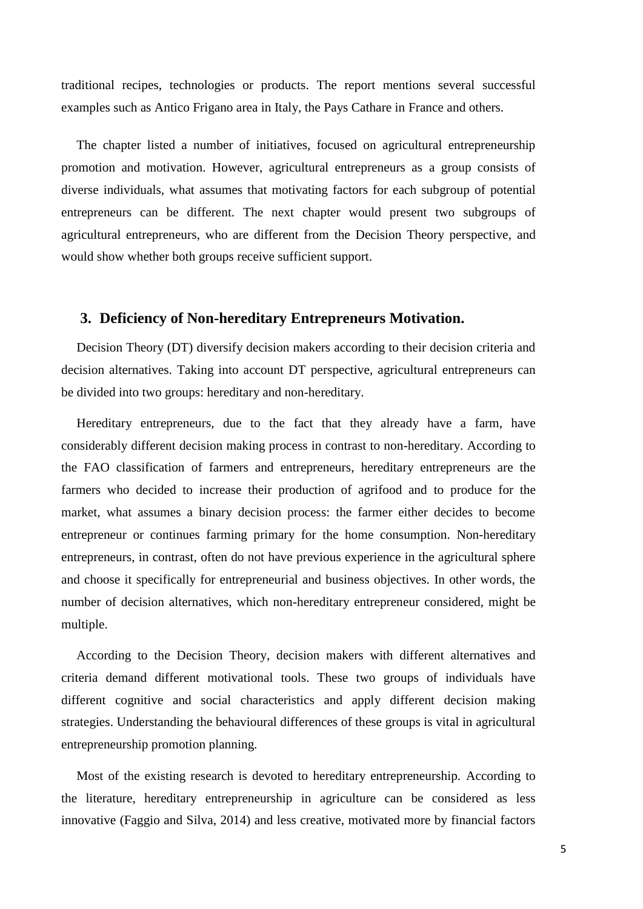traditional recipes, technologies or products. The report mentions several successful examples such as Antico Frigano area in Italy, the Pays Cathare in France and others.

The chapter listed a number of initiatives, focused on agricultural entrepreneurship promotion and motivation. However, agricultural entrepreneurs as a group consists of diverse individuals, what assumes that motivating factors for each subgroup of potential entrepreneurs can be different. The next chapter would present two subgroups of agricultural entrepreneurs, who are different from the Decision Theory perspective, and would show whether both groups receive sufficient support.

## 3. Deficiency of Non-hereditary Entrepreneurs Motivation.

Decision Theory (DT) diversify decision makers according to their decision criteria and decision alternatives. Taking into account DT perspective, agricultural entrepreneurs can be divided into two groups: hereditary and non-hereditary.

Hereditary entrepreneurs, due to the fact that they already have a farm, have considerably different decision making process in contrast to non-hereditary. According to the FAO classification of farmers and entrepreneurs, hereditary entrepreneurs are the farmers who decided to increase their production of agrifood and to produce for the market, what assumes a binary decision process: the farmer either decides to become entrepreneur or continues farming primary for the home consumption. Non-hereditary entrepreneurs, in contrast, often do not have previous experience in the agricultural sphere and choose it specifically for entrepreneurial and business objectives. In other words, the number of decision alternatives, which non-hereditary entrepreneur considered, might be multiple.

According to the Decision Theory, decision makers with different alternatives and criteria demand different motivational tools. These two groups of individuals have different cognitive and social characteristics and apply different decision making strategies. Understanding the behavioural differences of these groups is vital in agricultural entrepreneurship promotion planning.

Most of the existing research is devoted to hereditary entrepreneurship. According to the literature, hereditary entrepreneurship in agriculture can be considered as less innovative (Faggio and Silva, 2014) and less creative, motivated more by financial factors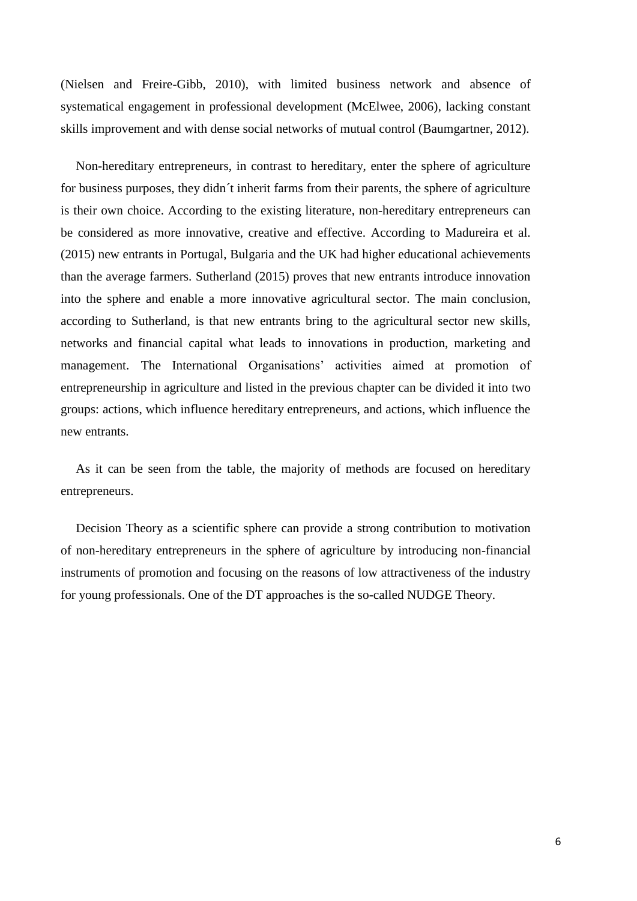(Nielsen and Freire-Gibb, 2010), with limited business network and absence of systematical engagement in professional development (McElwee, 2006), lacking constant skills improvement and with dense social networks of mutual control (Baumgartner, 2012).

Non-hereditary entrepreneurs, in contrast to hereditary, enter the sphere of agriculture for business purposes, they didn´t inherit farms from their parents, the sphere of agriculture is their own choice. According to the existing literature, non-hereditary entrepreneurs can be considered as more innovative, creative and effective. According to Madureira et al. (2015) new entrants in Portugal, Bulgaria and the UK had higher educational achievements than the average farmers. Sutherland (2015) proves that new entrants introduce innovation into the sphere and enable a more innovative agricultural sector. The main conclusion, according to Sutherland, is that new entrants bring to the agricultural sector new skills, networks and financial capital what leads to innovations in production, marketing and management. The International Organisations' activities aimed at promotion of entrepreneurship in agriculture and listed in the previous chapter can be divided it into two groups: actions, which influence hereditary entrepreneurs, and actions, which influence the new entrants.

As it can be seen from the table, the majority of methods are focused on hereditary entrepreneurs.

Decision Theory as a scientific sphere can provide a strong contribution to motivation of non-hereditary entrepreneurs in the sphere of agriculture by introducing non-financial instruments of promotion and focusing on the reasons of low attractiveness of the industry for young professionals. One of the DT approaches is the so-called NUDGE Theory.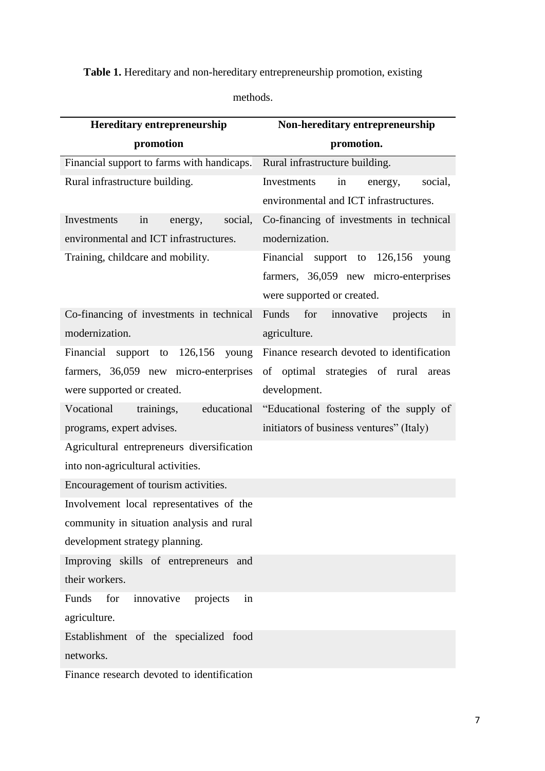**Table 1.** Hereditary and non-hereditary entrepreneurship promotion, existing methods.

| Hereditary entrepreneurship promotion | Non-hereditary entrepreneurship promotion. |
| --- | --- |
| Financial support to farms with handicaps. | Rural infrastructure building. |
| Rural infrastructure building. | Investments in energy, social, environmental and ICT infrastructures. |
| Investments in energy, social, environmental and ICT infrastructures. | Co-financing of investments in technical modernization. |
| Training, childcare and mobility. | Financial support to 126,156 young farmers, 36,059 new micro-enterprises were supported or created. |
| Co-financing of investments in technical modernization. | Funds for innovative projects in agriculture. |
| Financial support to 126,156 young farmers, 36,059 new micro-enterprises were supported or created. | Finance research devoted to identification of optimal strategies of rural areas development. |
| Vocational trainings, educational programs, expert advises. | "Educational fostering of the supply of initiators of business ventures" (Italy) |
| Agricultural entrepreneurs diversification into non-agricultural activities. | |
| Encouragement of tourism activities. | |
| Involvement local representatives of the community in situation analysis and rural development strategy planning. | |
| Improving skills of entrepreneurs and their workers. | |
| Funds for innovative projects in agriculture. | |
| Establishment of the specialized food networks. | |
| Finance research devoted to identification | |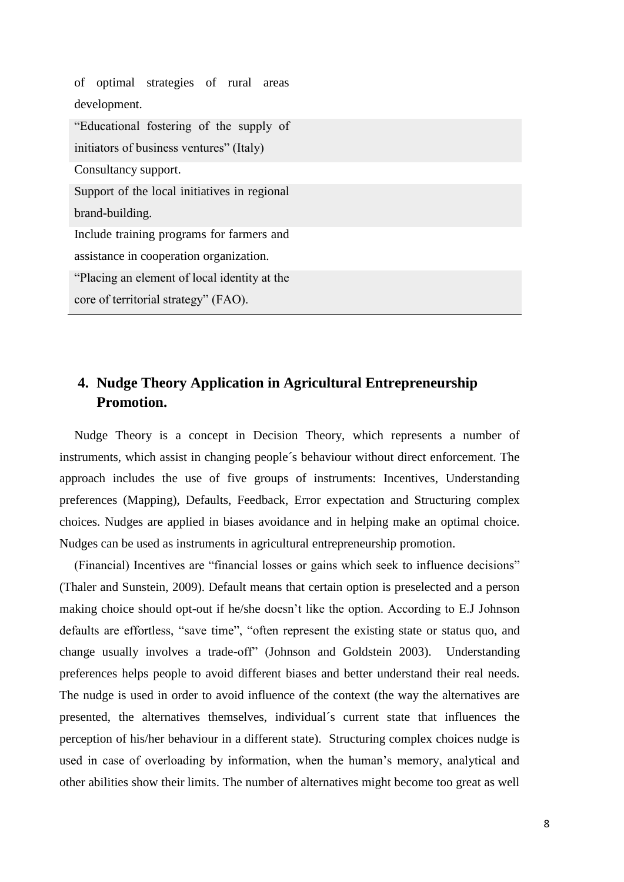| |
|---|
| of optimal strategies of rural areas development. |
| “Educational fostering of the supply of initiators of business ventures” (Italy) |
| Consultancy support. |
| Support of the local initiatives in regional brand-building. |
| Include training programs for farmers and assistance in cooperation organization. |
| “Placing an element of local identity at the core of territorial strategy” (FAO). |

## 4. Nudge Theory Application in Agricultural Entrepreneurship Promotion.

Nudge Theory is a concept in Decision Theory, which represents a number of instruments, which assist in changing people´s behaviour without direct enforcement. The approach includes the use of five groups of instruments: Incentives, Understanding preferences (Mapping), Defaults, Feedback, Error expectation and Structuring complex choices. Nudges are applied in biases avoidance and in helping make an optimal choice. Nudges can be used as instruments in agricultural entrepreneurship promotion.

(Financial) Incentives are “financial losses or gains which seek to influence decisions” (Thaler and Sunstein, 2009). Default means that certain option is preselected and a person making choice should opt-out if he/she doesn’t like the option. According to E.J Johnson defaults are effortless, “save time”, “often represent the existing state or status quo, and change usually involves a trade-off” (Johnson and Goldstein 2003). Understanding preferences helps people to avoid different biases and better understand their real needs. The nudge is used in order to avoid influence of the context (the way the alternatives are presented, the alternatives themselves, individual´s current state that influences the perception of his/her behaviour in a different state). Structuring complex choices nudge is used in case of overloading by information, when the human’s memory, analytical and other abilities show their limits. The number of alternatives might become too great as well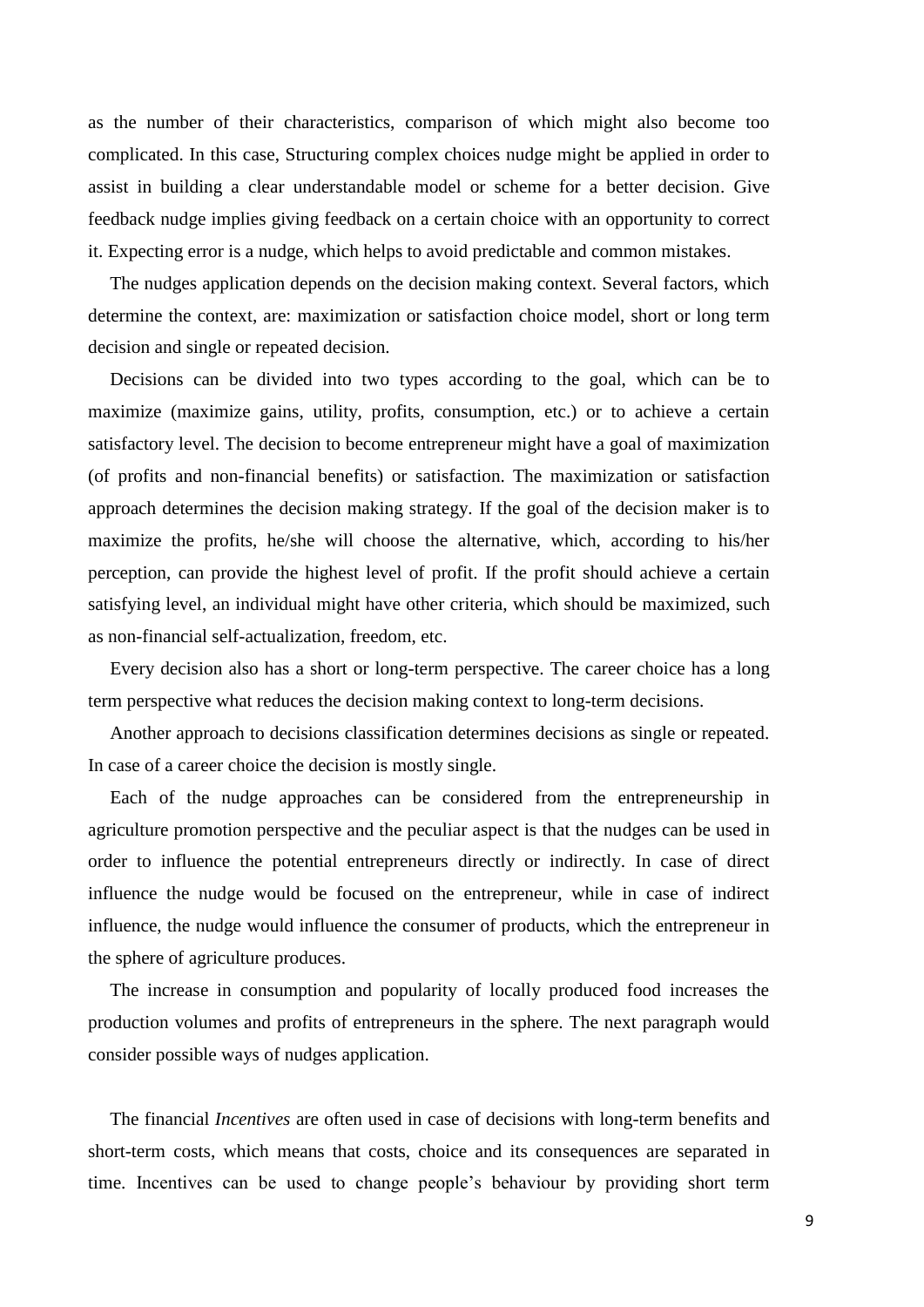as the number of their characteristics, comparison of which might also become too complicated. In this case, Structuring complex choices nudge might be applied in order to assist in building a clear understandable model or scheme for a better decision. Give feedback nudge implies giving feedback on a certain choice with an opportunity to correct it. Expecting error is a nudge, which helps to avoid predictable and common mistakes.

The nudges application depends on the decision making context. Several factors, which determine the context, are: maximization or satisfaction choice model, short or long term decision and single or repeated decision.

Decisions can be divided into two types according to the goal, which can be to maximize (maximize gains, utility, profits, consumption, etc.) or to achieve a certain satisfactory level. The decision to become entrepreneur might have a goal of maximization (of profits and non-financial benefits) or satisfaction. The maximization or satisfaction approach determines the decision making strategy. If the goal of the decision maker is to maximize the profits, he/she will choose the alternative, which, according to his/her perception, can provide the highest level of profit. If the profit should achieve a certain satisfying level, an individual might have other criteria, which should be maximized, such as non-financial self-actualization, freedom, etc.

Every decision also has a short or long-term perspective. The career choice has a long term perspective what reduces the decision making context to long-term decisions.

Another approach to decisions classification determines decisions as single or repeated. In case of a career choice the decision is mostly single.

Each of the nudge approaches can be considered from the entrepreneurship in agriculture promotion perspective and the peculiar aspect is that the nudges can be used in order to influence the potential entrepreneurs directly or indirectly. In case of direct influence the nudge would be focused on the entrepreneur, while in case of indirect influence, the nudge would influence the consumer of products, which the entrepreneur in the sphere of agriculture produces.

The increase in consumption and popularity of locally produced food increases the production volumes and profits of entrepreneurs in the sphere. The next paragraph would consider possible ways of nudges application.

The financial *Incentives* are often used in case of decisions with long-term benefits and short-term costs, which means that costs, choice and its consequences are separated in time. Incentives can be used to change people's behaviour by providing short term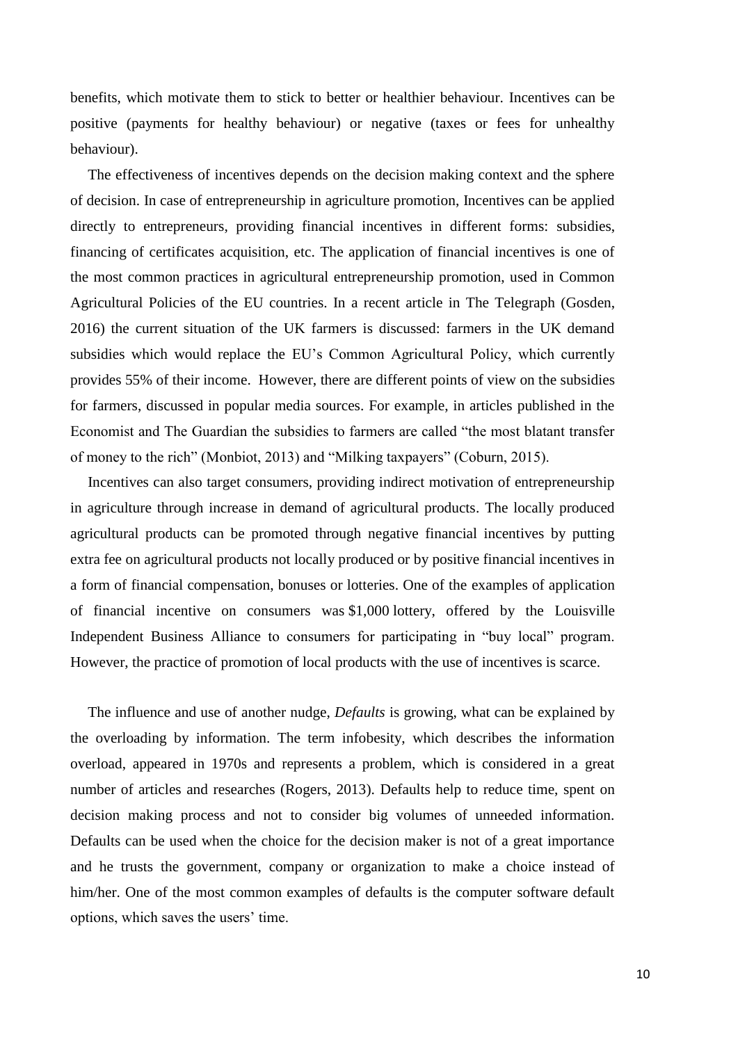benefits, which motivate them to stick to better or healthier behaviour. Incentives can be positive (payments for healthy behaviour) or negative (taxes or fees for unhealthy behaviour).

The effectiveness of incentives depends on the decision making context and the sphere of decision. In case of entrepreneurship in agriculture promotion, Incentives can be applied directly to entrepreneurs, providing financial incentives in different forms: subsidies, financing of certificates acquisition, etc. The application of financial incentives is one of the most common practices in agricultural entrepreneurship promotion, used in Common Agricultural Policies of the EU countries. In a recent article in The Telegraph (Gosden, 2016) the current situation of the UK farmers is discussed: farmers in the UK demand subsidies which would replace the EU's Common Agricultural Policy, which currently provides 55% of their income. However, there are different points of view on the subsidies for farmers, discussed in popular media sources. For example, in articles published in the Economist and The Guardian the subsidies to farmers are called "the most blatant transfer of money to the rich" (Monbiot, 2013) and "Milking taxpayers" (Coburn, 2015).

Incentives can also target consumers, providing indirect motivation of entrepreneurship in agriculture through increase in demand of agricultural products. The locally produced agricultural products can be promoted through negative financial incentives by putting extra fee on agricultural products not locally produced or by positive financial incentives in a form of financial compensation, bonuses or lotteries. One of the examples of application of financial incentive on consumers was $1,000 lottery, offered by the Louisville Independent Business Alliance to consumers for participating in "buy local" program. However, the practice of promotion of local products with the use of incentives is scarce.

The influence and use of another nudge, *Defaults* is growing, what can be explained by the overloading by information. The term infobesity, which describes the information overload, appeared in 1970s and represents a problem, which is considered in a great number of articles and researches (Rogers, 2013). Defaults help to reduce time, spent on decision making process and not to consider big volumes of unneeded information. Defaults can be used when the choice for the decision maker is not of a great importance and he trusts the government, company or organization to make a choice instead of him/her. One of the most common examples of defaults is the computer software default options, which saves the users' time.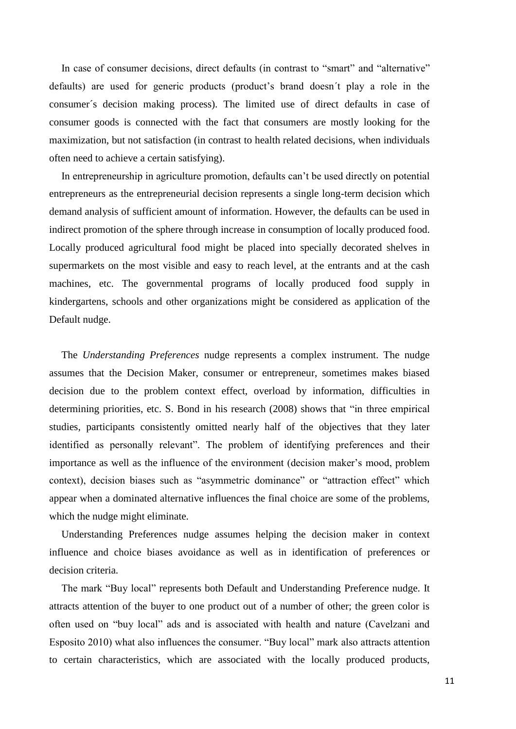In case of consumer decisions, direct defaults (in contrast to "smart" and "alternative" defaults) are used for generic products (product's brand doesn´t play a role in the consumer´s decision making process). The limited use of direct defaults in case of consumer goods is connected with the fact that consumers are mostly looking for the maximization, but not satisfaction (in contrast to health related decisions, when individuals often need to achieve a certain satisfying).

In entrepreneurship in agriculture promotion, defaults can't be used directly on potential entrepreneurs as the entrepreneurial decision represents a single long-term decision which demand analysis of sufficient amount of information. However, the defaults can be used in indirect promotion of the sphere through increase in consumption of locally produced food. Locally produced agricultural food might be placed into specially decorated shelves in supermarkets on the most visible and easy to reach level, at the entrants and at the cash machines, etc. The governmental programs of locally produced food supply in kindergartens, schools and other organizations might be considered as application of the Default nudge.

The *Understanding Preferences* nudge represents a complex instrument. The nudge assumes that the Decision Maker, consumer or entrepreneur, sometimes makes biased decision due to the problem context effect, overload by information, difficulties in determining priorities, etc. S. Bond in his research (2008) shows that "in three empirical studies, participants consistently omitted nearly half of the objectives that they later identified as personally relevant". The problem of identifying preferences and their importance as well as the influence of the environment (decision maker's mood, problem context), decision biases such as "asymmetric dominance" or "attraction effect" which appear when a dominated alternative influences the final choice are some of the problems, which the nudge might eliminate.

Understanding Preferences nudge assumes helping the decision maker in context influence and choice biases avoidance as well as in identification of preferences or decision criteria.

The mark "Buy local" represents both Default and Understanding Preference nudge. It attracts attention of the buyer to one product out of a number of other; the green color is often used on "buy local" ads and is associated with health and nature (Cavelzani and Esposito 2010) what also influences the consumer. "Buy local" mark also attracts attention to certain characteristics, which are associated with the locally produced products,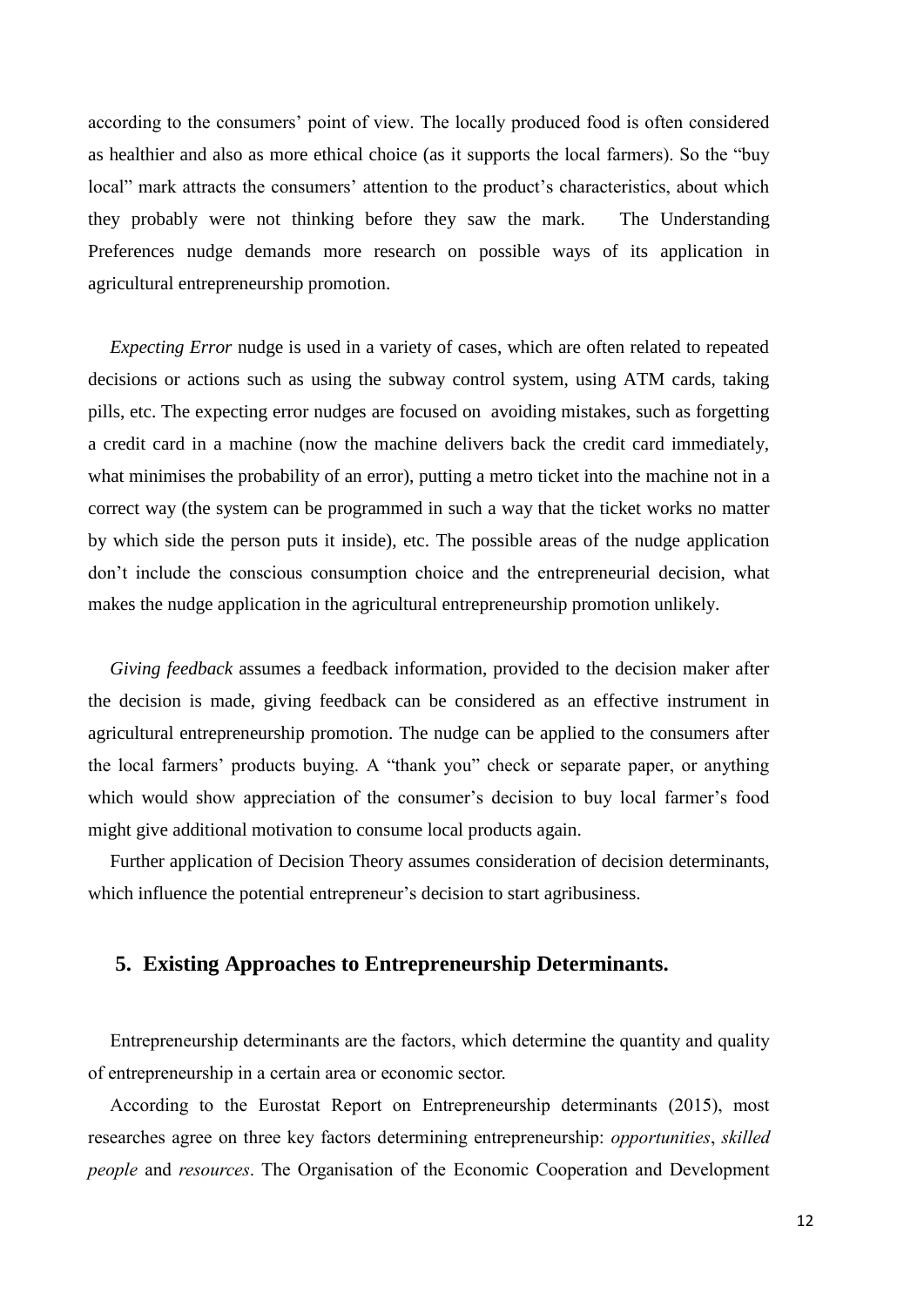according to the consumers' point of view. The locally produced food is often considered as healthier and also as more ethical choice (as it supports the local farmers). So the "buy local" mark attracts the consumers' attention to the product's characteristics, about which they probably were not thinking before they saw the mark. The Understanding Preferences nudge demands more research on possible ways of its application in agricultural entrepreneurship promotion.

*Expecting Error* nudge is used in a variety of cases, which are often related to repeated decisions or actions such as using the subway control system, using ATM cards, taking pills, etc. The expecting error nudges are focused on avoiding mistakes, such as forgetting a credit card in a machine (now the machine delivers back the credit card immediately, what minimises the probability of an error), putting a metro ticket into the machine not in a correct way (the system can be programmed in such a way that the ticket works no matter by which side the person puts it inside), etc. The possible areas of the nudge application don't include the conscious consumption choice and the entrepreneurial decision, what makes the nudge application in the agricultural entrepreneurship promotion unlikely.

*Giving feedback* assumes a feedback information, provided to the decision maker after the decision is made, giving feedback can be considered as an effective instrument in agricultural entrepreneurship promotion. The nudge can be applied to the consumers after the local farmers' products buying. A "thank you" check or separate paper, or anything which would show appreciation of the consumer's decision to buy local farmer's food might give additional motivation to consume local products again.

Further application of Decision Theory assumes consideration of decision determinants, which influence the potential entrepreneur's decision to start agribusiness.

## 5. Existing Approaches to Entrepreneurship Determinants.

Entrepreneurship determinants are the factors, which determine the quantity and quality of entrepreneurship in a certain area or economic sector.

According to the Eurostat Report on Entrepreneurship determinants (2015), most researches agree on three key factors determining entrepreneurship: *opportunities*, *skilled people* and *resources*. The Organisation of the Economic Cooperation and Development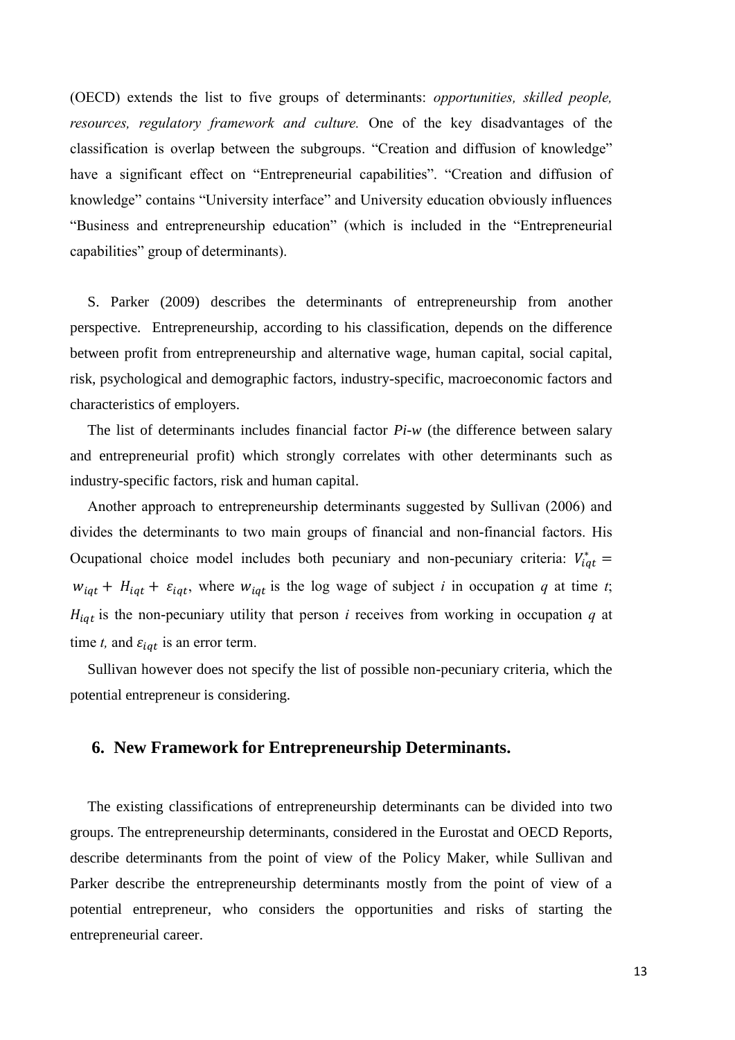(OECD) extends the list to five groups of determinants: *opportunities, skilled people, resources, regulatory framework and culture.* One of the key disadvantages of the classification is overlap between the subgroups. "Creation and diffusion of knowledge" have a significant effect on "Entrepreneurial capabilities". "Creation and diffusion of knowledge" contains "University interface" and University education obviously influences "Business and entrepreneurship education" (which is included in the "Entrepreneurial capabilities" group of determinants).

S. Parker (2009) describes the determinants of entrepreneurship from another perspective. Entrepreneurship, according to his classification, depends on the difference between profit from entrepreneurship and alternative wage, human capital, social capital, risk, psychological and demographic factors, industry-specific, macroeconomic factors and characteristics of employers.

The list of determinants includes financial factor *Pi-w* (the difference between salary and entrepreneurial profit) which strongly correlates with other determinants such as industry-specific factors, risk and human capital.

Another approach to entrepreneurship determinants suggested by Sullivan (2006) and divides the determinants to two main groups of financial and non-financial factors. His Ocupational choice model includes both pecuniary and non-pecuniary criteria: $V^*_{iqt} = w_{iqt} + H_{iqt} + \varepsilon_{iqt}$, where $w_{iqt}$ is the log wage of subject *i* in occupation *q* at time *t*; $H_{iqt}$ is the non-pecuniary utility that person *i* receives from working in occupation *q* at time *t*, and $\varepsilon_{iqt}$ is an error term.

Sullivan however does not specify the list of possible non-pecuniary criteria, which the potential entrepreneur is considering.

## 6. New Framework for Entrepreneurship Determinants.

The existing classifications of entrepreneurship determinants can be divided into two groups. The entrepreneurship determinants, considered in the Eurostat and OECD Reports, describe determinants from the point of view of the Policy Maker, while Sullivan and Parker describe the entrepreneurship determinants mostly from the point of view of a potential entrepreneur, who considers the opportunities and risks of starting the entrepreneurial career.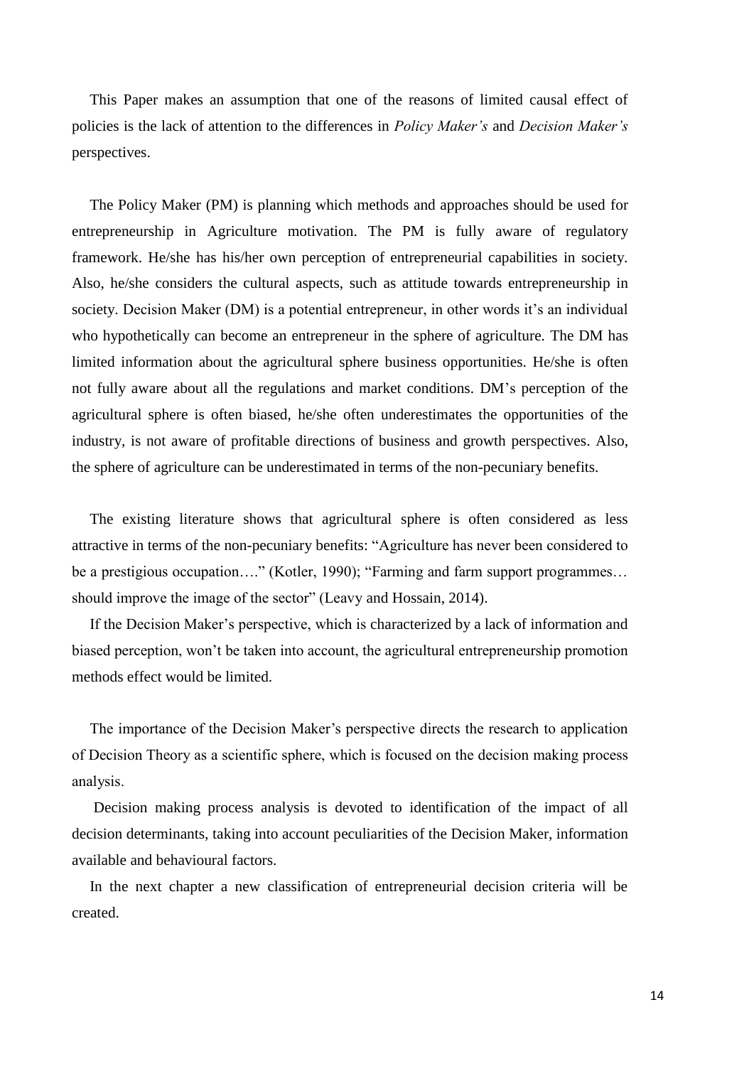This Paper makes an assumption that one of the reasons of limited causal effect of policies is the lack of attention to the differences in *Policy Maker's* and *Decision Maker's* perspectives.

The Policy Maker (PM) is planning which methods and approaches should be used for entrepreneurship in Agriculture motivation. The PM is fully aware of regulatory framework. He/she has his/her own perception of entrepreneurial capabilities in society. Also, he/she considers the cultural aspects, such as attitude towards entrepreneurship in society. Decision Maker (DM) is a potential entrepreneur, in other words it's an individual who hypothetically can become an entrepreneur in the sphere of agriculture. The DM has limited information about the agricultural sphere business opportunities. He/she is often not fully aware about all the regulations and market conditions. DM's perception of the agricultural sphere is often biased, he/she often underestimates the opportunities of the industry, is not aware of profitable directions of business and growth perspectives. Also, the sphere of agriculture can be underestimated in terms of the non-pecuniary benefits.

The existing literature shows that agricultural sphere is often considered as less attractive in terms of the non-pecuniary benefits: "Agriculture has never been considered to be a prestigious occupation…." (Kotler, 1990); "Farming and farm support programmes… should improve the image of the sector" (Leavy and Hossain, 2014).

If the Decision Maker's perspective, which is characterized by a lack of information and biased perception, won't be taken into account, the agricultural entrepreneurship promotion methods effect would be limited.

The importance of the Decision Maker's perspective directs the research to application of Decision Theory as a scientific sphere, which is focused on the decision making process analysis.

Decision making process analysis is devoted to identification of the impact of all decision determinants, taking into account peculiarities of the Decision Maker, information available and behavioural factors.

In the next chapter a new classification of entrepreneurial decision criteria will be created.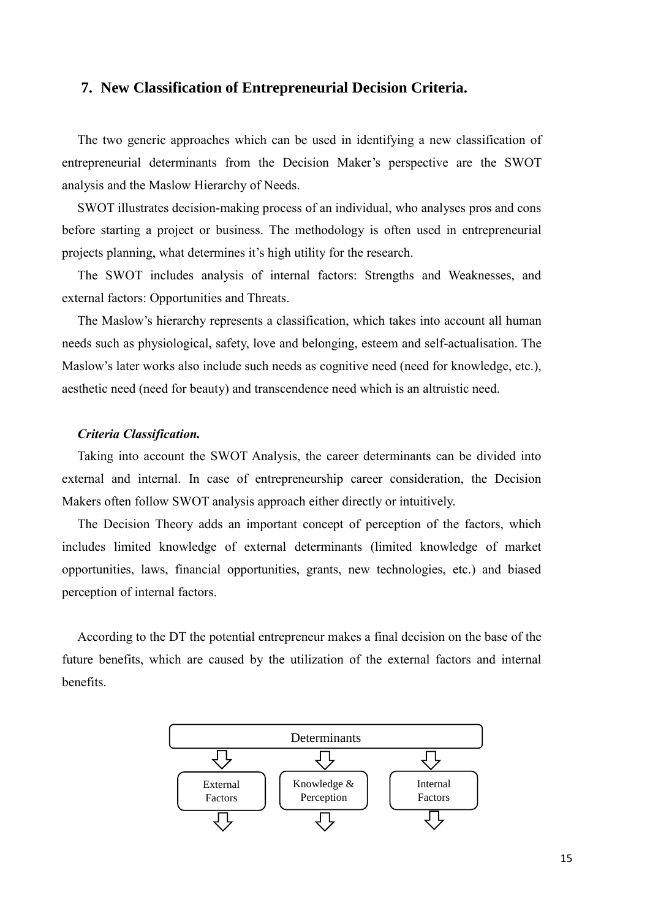## 7. New Classification of Entrepreneurial Decision Criteria.

The two generic approaches which can be used in identifying a new classification of entrepreneurial determinants from the Decision Maker's perspective are the SWOT analysis and the Maslow Hierarchy of Needs.

SWOT illustrates decision-making process of an individual, who analyses pros and cons before starting a project or business. The methodology is often used in entrepreneurial projects planning, what determines it's high utility for the research.

The SWOT includes analysis of internal factors: Strengths and Weaknesses, and external factors: Opportunities and Threats.

The Maslow's hierarchy represents a classification, which takes into account all human needs such as physiological, safety, love and belonging, esteem and self-actualisation. The Maslow's later works also include such needs as cognitive need (need for knowledge, etc.), aesthetic need (need for beauty) and transcendence need which is an altruistic need.

***Criteria Classification.***

Taking into account the SWOT Analysis, the career determinants can be divided into external and internal. In case of entrepreneurship career consideration, the Decision Makers often follow SWOT analysis approach either directly or intuitively.

The Decision Theory adds an important concept of perception of the factors, which includes limited knowledge of external determinants (limited knowledge of market opportunities, laws, financial opportunities, grants, new technologies, etc.) and biased perception of internal factors.

According to the DT the potential entrepreneur makes a final decision on the base of the future benefits, which are caused by the utilization of the external factors and internal benefits.

Determinants

External Factors | Knowledge & Perception | Internal Factors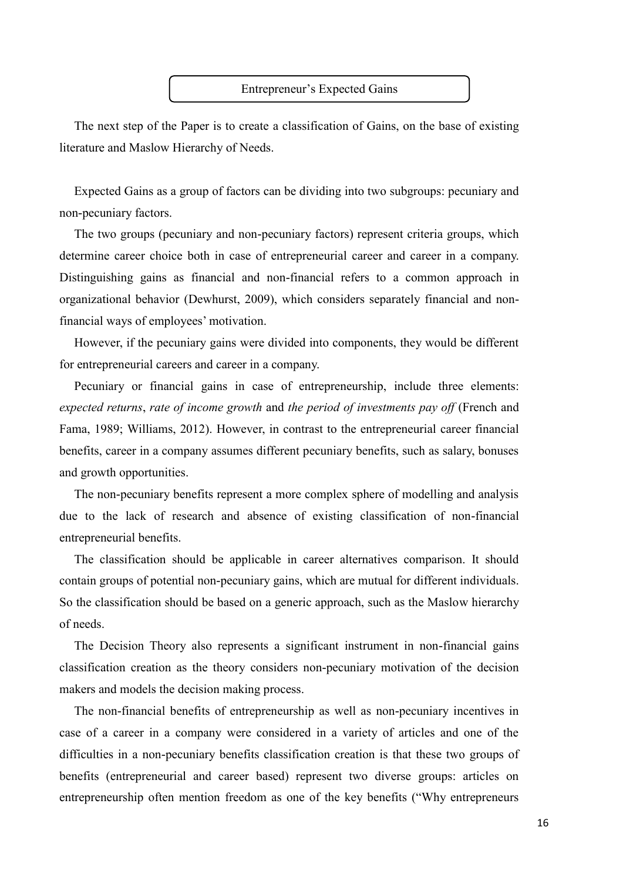## Entrepreneur's Expected Gains

The next step of the Paper is to create a classification of Gains, on the base of existing literature and Maslow Hierarchy of Needs.

Expected Gains as a group of factors can be dividing into two subgroups: pecuniary and non-pecuniary factors.

The two groups (pecuniary and non-pecuniary factors) represent criteria groups, which determine career choice both in case of entrepreneurial career and career in a company. Distinguishing gains as financial and non-financial refers to a common approach in organizational behavior (Dewhurst, 2009), which considers separately financial and non-financial ways of employees' motivation.

However, if the pecuniary gains were divided into components, they would be different for entrepreneurial careers and career in a company.

Pecuniary or financial gains in case of entrepreneurship, include three elements: *expected returns*, *rate of income growth* and *the period of investments pay off* (French and Fama, 1989; Williams, 2012). However, in contrast to the entrepreneurial career financial benefits, career in a company assumes different pecuniary benefits, such as salary, bonuses and growth opportunities.

The non-pecuniary benefits represent a more complex sphere of modelling and analysis due to the lack of research and absence of existing classification of non-financial entrepreneurial benefits.

The classification should be applicable in career alternatives comparison. It should contain groups of potential non-pecuniary gains, which are mutual for different individuals. So the classification should be based on a generic approach, such as the Maslow hierarchy of needs.

The Decision Theory also represents a significant instrument in non-financial gains classification creation as the theory considers non-pecuniary motivation of the decision makers and models the decision making process.

The non-financial benefits of entrepreneurship as well as non-pecuniary incentives in case of a career in a company were considered in a variety of articles and one of the difficulties in a non-pecuniary benefits classification creation is that these two groups of benefits (entrepreneurial and career based) represent two diverse groups: articles on entrepreneurship often mention freedom as one of the key benefits ("Why entrepreneurs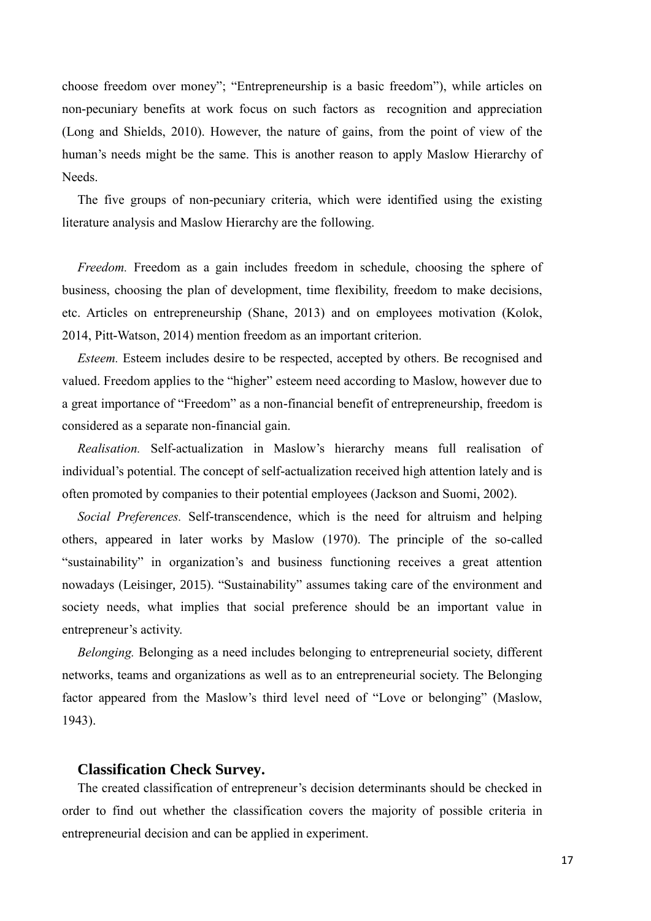choose freedom over money"; "Entrepreneurship is a basic freedom"), while articles on non-pecuniary benefits at work focus on such factors as recognition and appreciation (Long and Shields, 2010). However, the nature of gains, from the point of view of the human's needs might be the same. This is another reason to apply Maslow Hierarchy of Needs.

The five groups of non-pecuniary criteria, which were identified using the existing literature analysis and Maslow Hierarchy are the following.

*Freedom.* Freedom as a gain includes freedom in schedule, choosing the sphere of business, choosing the plan of development, time flexibility, freedom to make decisions, etc. Articles on entrepreneurship (Shane, 2013) and on employees motivation (Kolok, 2014, Pitt-Watson, 2014) mention freedom as an important criterion.

*Esteem.* Esteem includes desire to be respected, accepted by others. Be recognised and valued. Freedom applies to the "higher" esteem need according to Maslow, however due to a great importance of "Freedom" as a non-financial benefit of entrepreneurship, freedom is considered as a separate non-financial gain.

*Realisation.* Self-actualization in Maslow's hierarchy means full realisation of individual's potential. The concept of self-actualization received high attention lately and is often promoted by companies to their potential employees (Jackson and Suomi, 2002).

*Social Preferences.* Self-transcendence, which is the need for altruism and helping others, appeared in later works by Maslow (1970). The principle of the so-called "sustainability" in organization's and business functioning receives a great attention nowadays (Leisinger, 2015). "Sustainability" assumes taking care of the environment and society needs, what implies that social preference should be an important value in entrepreneur's activity.

*Belonging.* Belonging as a need includes belonging to entrepreneurial society, different networks, teams and organizations as well as to an entrepreneurial society. The Belonging factor appeared from the Maslow's third level need of "Love or belonging" (Maslow, 1943).

### Classification Check Survey.

The created classification of entrepreneur's decision determinants should be checked in order to find out whether the classification covers the majority of possible criteria in entrepreneurial decision and can be applied in experiment.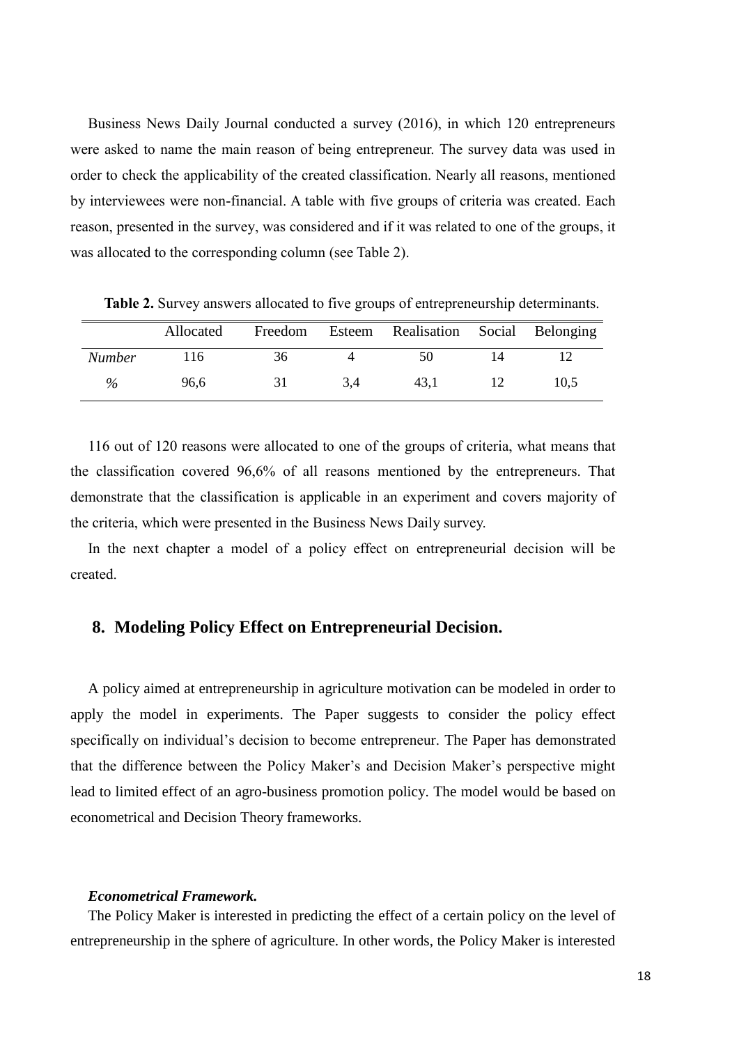Business News Daily Journal conducted a survey (2016), in which 120 entrepreneurs were asked to name the main reason of being entrepreneur. The survey data was used in order to check the applicability of the created classification. Nearly all reasons, mentioned by interviewees were non-financial. A table with five groups of criteria was created. Each reason, presented in the survey, was considered and if it was related to one of the groups, it was allocated to the corresponding column (see Table 2).

**Table 2.** Survey answers allocated to five groups of entrepreneurship determinants.

| | Allocated | Freedom | Esteem | Realisation | Social | Belonging |
|---|---|---|---|---|---|---|
| *Number* | 116 | 36 | 4 | 50 | 14 | 12 |
| *%* | 96,6 | 31 | 3,4 | 43,1 | 12 | 10,5 |

116 out of 120 reasons were allocated to one of the groups of criteria, what means that the classification covered 96,6% of all reasons mentioned by the entrepreneurs. That demonstrate that the classification is applicable in an experiment and covers majority of the criteria, which were presented in the Business News Daily survey.

In the next chapter a model of a policy effect on entrepreneurial decision will be created.

## 8. Modeling Policy Effect on Entrepreneurial Decision.

A policy aimed at entrepreneurship in agriculture motivation can be modeled in order to apply the model in experiments. The Paper suggests to consider the policy effect specifically on individual's decision to become entrepreneur. The Paper has demonstrated that the difference between the Policy Maker's and Decision Maker's perspective might lead to limited effect of an agro-business promotion policy. The model would be based on econometrical and Decision Theory frameworks.

***Econometrical Framework.***

The Policy Maker is interested in predicting the effect of a certain policy on the level of entrepreneurship in the sphere of agriculture. In other words, the Policy Maker is interested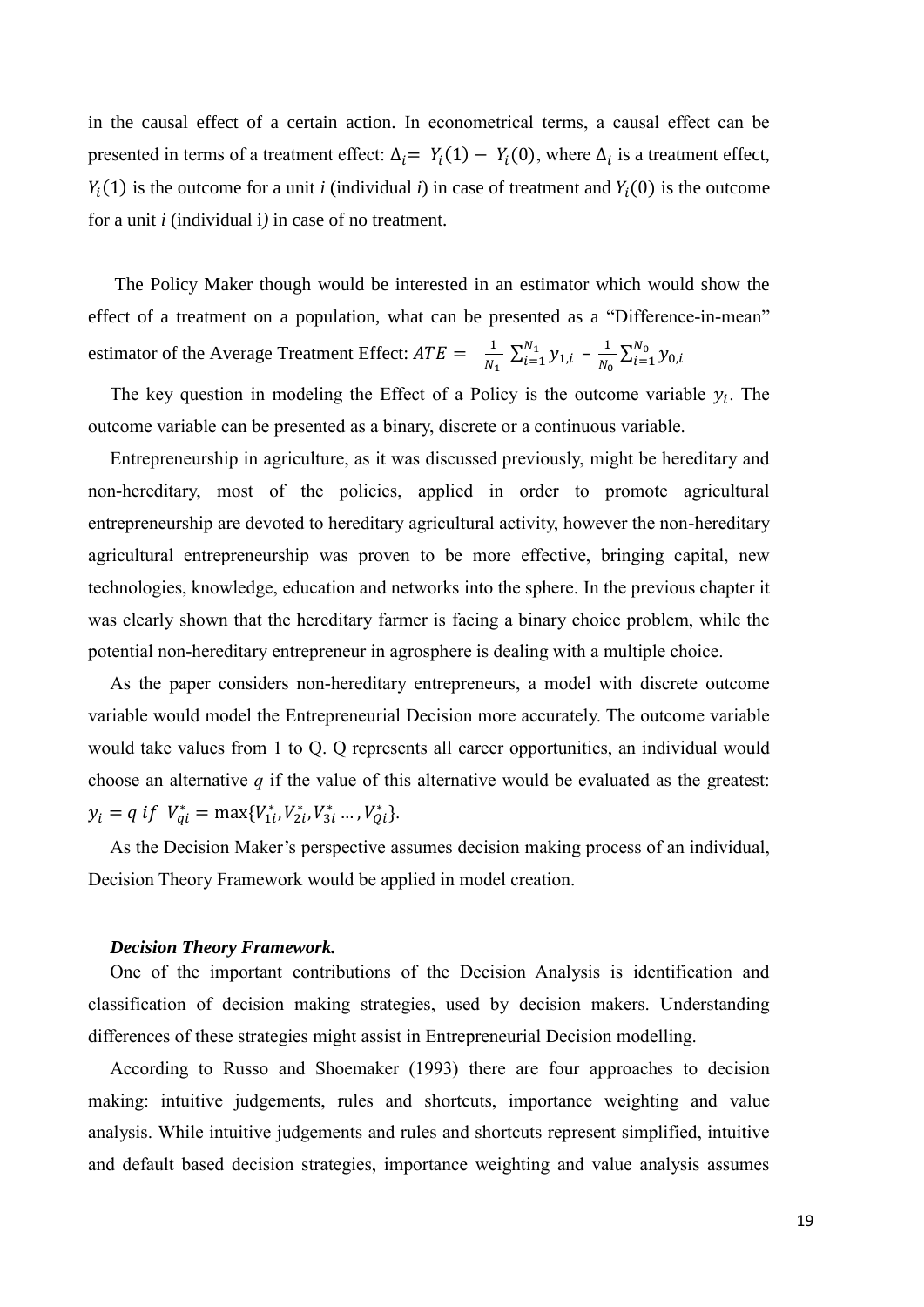in the causal effect of a certain action. In econometrical terms, a causal effect can be presented in terms of a treatment effect: $\Delta_i = Y_i(1) - Y_i(0)$, where $\Delta_i$ is a treatment effect, $Y_i(1)$ is the outcome for a unit *i* (individual *i*) in case of treatment and $Y_i(0)$ is the outcome for a unit *i* (individual i*)* in case of no treatment.

The Policy Maker though would be interested in an estimator which would show the effect of a treatment on a population, what can be presented as a "Difference-in-mean" estimator of the Average Treatment Effect: $ATE = \frac{1}{N_1}\sum_{i=1}^{N_1} y_{1,i} - \frac{1}{N_0}\sum_{i=1}^{N_0} y_{0,i}$

The key question in modeling the Effect of a Policy is the outcome variable $y_i$. The outcome variable can be presented as a binary, discrete or a continuous variable.

Entrepreneurship in agriculture, as it was discussed previously, might be hereditary and non-hereditary, most of the policies, applied in order to promote agricultural entrepreneurship are devoted to hereditary agricultural activity, however the non-hereditary agricultural entrepreneurship was proven to be more effective, bringing capital, new technologies, knowledge, education and networks into the sphere. In the previous chapter it was clearly shown that the hereditary farmer is facing a binary choice problem, while the potential non-hereditary entrepreneur in agrosphere is dealing with a multiple choice.

As the paper considers non-hereditary entrepreneurs, a model with discrete outcome variable would model the Entrepreneurial Decision more accurately. The outcome variable would take values from 1 to Q. Q represents all career opportunities, an individual would choose an alternative *q* if the value of this alternative would be evaluated as the greatest: $y_i = q \ if \ V_{qi}^* = \max\{V_{1i}^*, V_{2i}^*, V_{3i}^* \dots, V_{Qi}^*\}$.

As the Decision Maker's perspective assumes decision making process of an individual, Decision Theory Framework would be applied in model creation.

***Decision Theory Framework.***

One of the important contributions of the Decision Analysis is identification and classification of decision making strategies, used by decision makers. Understanding differences of these strategies might assist in Entrepreneurial Decision modelling.

According to Russo and Shoemaker (1993) there are four approaches to decision making: intuitive judgements, rules and shortcuts, importance weighting and value analysis. While intuitive judgements and rules and shortcuts represent simplified, intuitive and default based decision strategies, importance weighting and value analysis assumes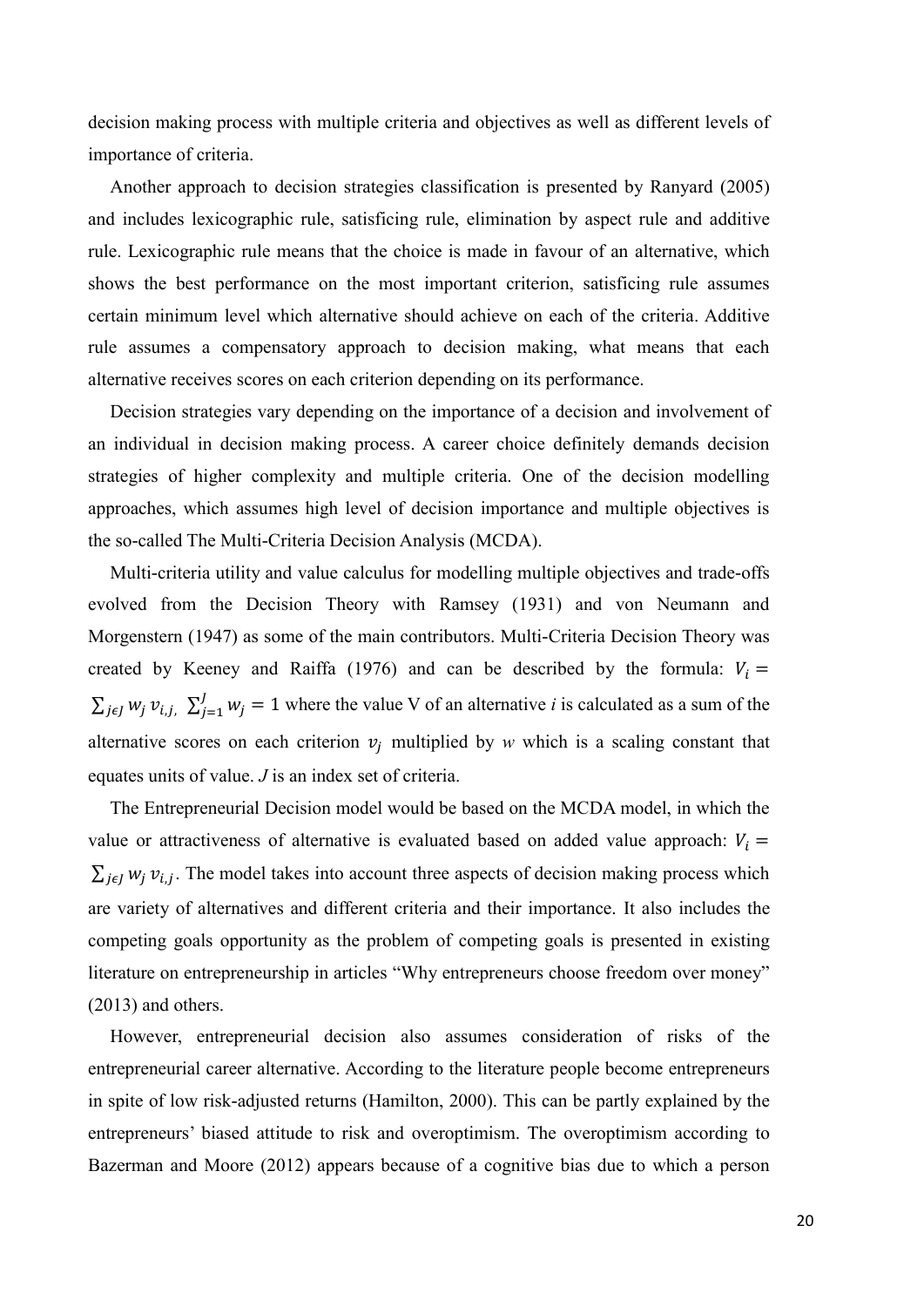decision making process with multiple criteria and objectives as well as different levels of importance of criteria.

Another approach to decision strategies classification is presented by Ranyard (2005) and includes lexicographic rule, satisficing rule, elimination by aspect rule and additive rule. Lexicographic rule means that the choice is made in favour of an alternative, which shows the best performance on the most important criterion, satisficing rule assumes certain minimum level which alternative should achieve on each of the criteria. Additive rule assumes a compensatory approach to decision making, what means that each alternative receives scores on each criterion depending on its performance.

Decision strategies vary depending on the importance of a decision and involvement of an individual in decision making process. A career choice definitely demands decision strategies of higher complexity and multiple criteria. One of the decision modelling approaches, which assumes high level of decision importance and multiple objectives is the so-called The Multi-Criteria Decision Analysis (MCDA).

Multi-criteria utility and value calculus for modelling multiple objectives and trade-offs evolved from the Decision Theory with Ramsey (1931) and von Neumann and Morgenstern (1947) as some of the main contributors. Multi-Criteria Decision Theory was created by Keeney and Raiffa (1976) and can be described by the formula: $V_i = \sum_{j \epsilon J} w_j \, v_{i,j}, \; \sum_{j=1}^{J} w_j = 1$ where the value V of an alternative *i* is calculated as a sum of the alternative scores on each criterion $v_j$ multiplied by *w* which is a scaling constant that equates units of value. *J* is an index set of criteria.

The Entrepreneurial Decision model would be based on the MCDA model, in which the value or attractiveness of alternative is evaluated based on added value approach: $V_i = \sum_{j \epsilon J} w_j \, v_{i,j}$. The model takes into account three aspects of decision making process which are variety of alternatives and different criteria and their importance. It also includes the competing goals opportunity as the problem of competing goals is presented in existing literature on entrepreneurship in articles "Why entrepreneurs choose freedom over money" (2013) and others.

However, entrepreneurial decision also assumes consideration of risks of the entrepreneurial career alternative. According to the literature people become entrepreneurs in spite of low risk-adjusted returns (Hamilton, 2000). This can be partly explained by the entrepreneurs' biased attitude to risk and overoptimism. The overoptimism according to Bazerman and Moore (2012) appears because of a cognitive bias due to which a person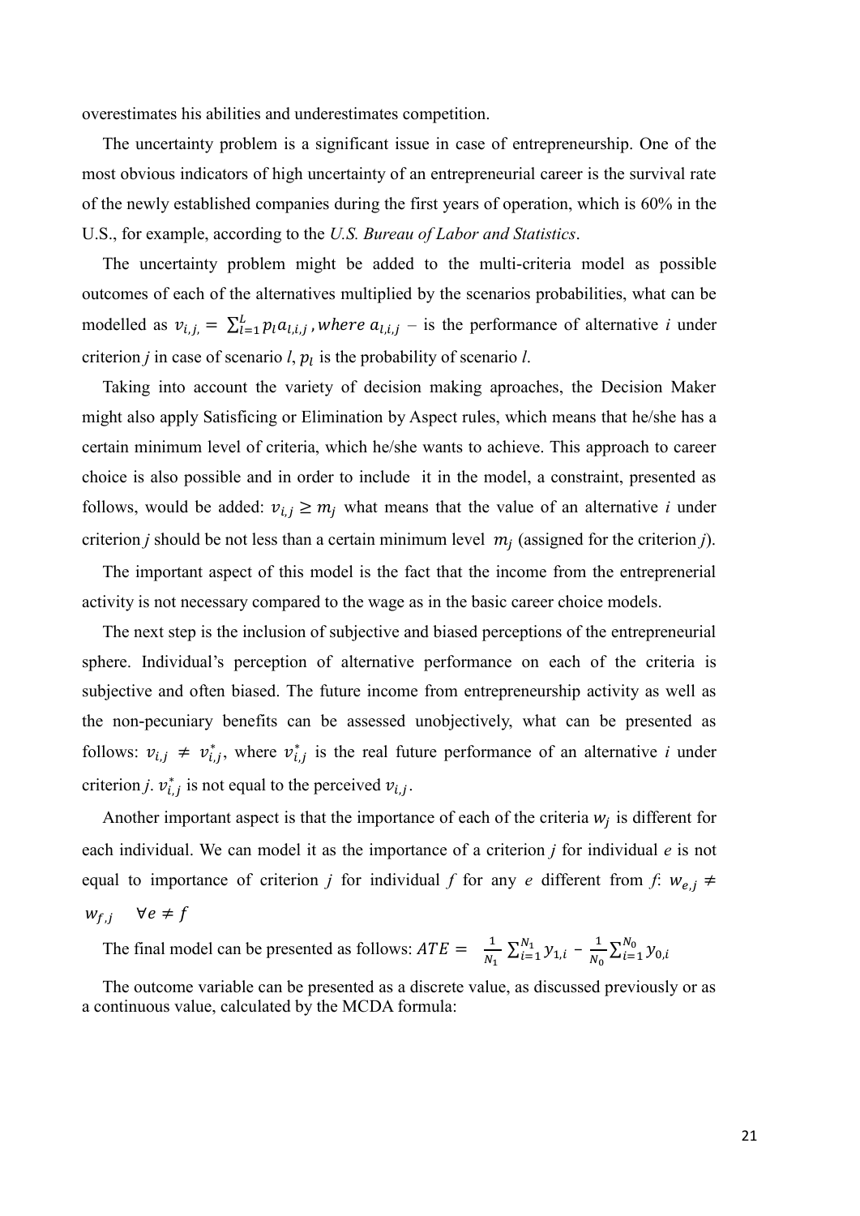overestimates his abilities and underestimates competition.

The uncertainty problem is a significant issue in case of entrepreneurship. One of the most obvious indicators of high uncertainty of an entrepreneurial career is the survival rate of the newly established companies during the first years of operation, which is 60% in the U.S., for example, according to the *U.S. Bureau of Labor and Statistics*.

The uncertainty problem might be added to the multi-criteria model as possible outcomes of each of the alternatives multiplied by the scenarios probabilities, what can be modelled as $v_{i,j,} = \sum_{l=1}^{L} p_l a_{l,i,j}$ , $where\ a_{l,i,j}$ – is the performance of alternative *i* under criterion *j* in case of scenario *l*, $p_l$ is the probability of scenario *l*.

Taking into account the variety of decision making aproaches, the Decision Maker might also apply Satisficing or Elimination by Aspect rules, which means that he/she has a certain minimum level of criteria, which he/she wants to achieve. This approach to career choice is also possible and in order to include it in the model, a constraint, presented as follows, would be added: $v_{i,j} \geq m_j$ what means that the value of an alternative *i* under criterion *j* should be not less than a certain minimum level $m_j$ (assigned for the criterion *j*).

The important aspect of this model is the fact that the income from the entreprenerial activity is not necessary compared to the wage as in the basic career choice models.

The next step is the inclusion of subjective and biased perceptions of the entrepreneurial sphere. Individual's perception of alternative performance on each of the criteria is subjective and often biased. The future income from entrepreneurship activity as well as the non-pecuniary benefits can be assessed unobjectively, what can be presented as follows: $v_{i,j} \neq v_{i,j}^*$, where $v_{i,j}^*$ is the real future performance of an alternative *i* under criterion *j*. $v_{i,j}^*$ is not equal to the perceived $v_{i,j}$.

Another important aspect is that the importance of each of the criteria $w_j$ is different for each individual. We can model it as the importance of a criterion *j* for individual *e* is not equal to importance of criterion *j* for individual *f* for any *e* different from *f*: $w_{e,j} \neq w_{f,j} \quad \forall e \neq f$

The final model can be presented as follows: $ATE = \frac{1}{N_1} \sum_{i=1}^{N_1} y_{1,i} - \frac{1}{N_0} \sum_{i=1}^{N_0} y_{0,i}$

The outcome variable can be presented as a discrete value, as discussed previously or as a continuous value, calculated by the MCDA formula: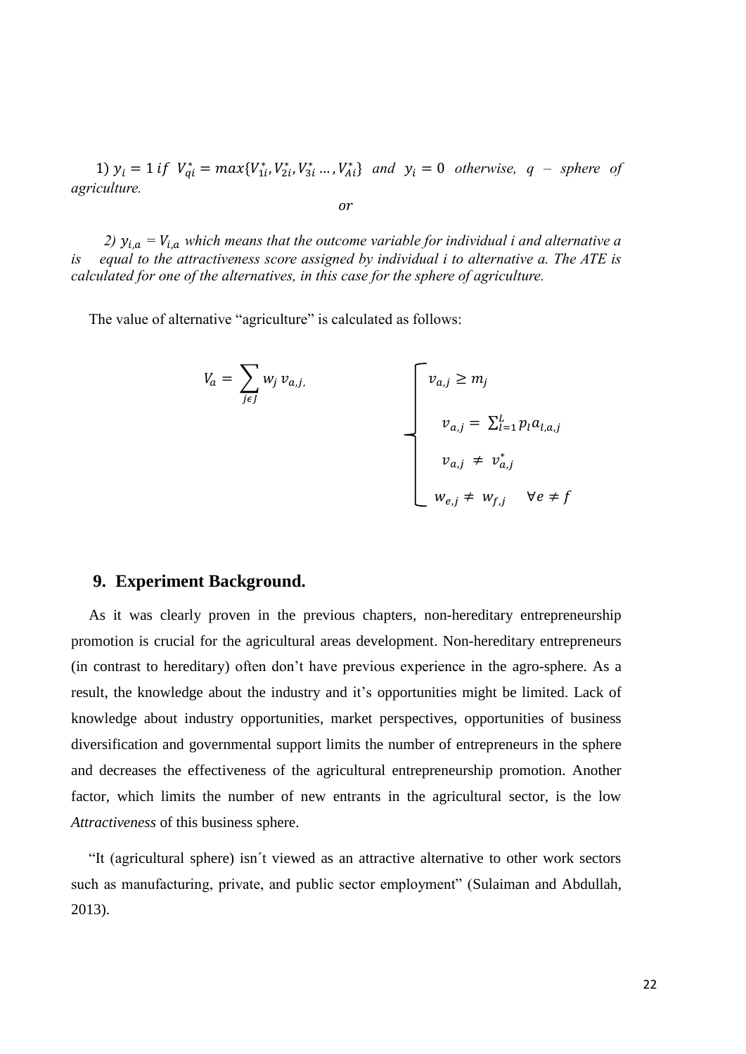1) $y_i = 1$ *if* $V^*_{qi} = max\{V^*_{1i}, V^*_{2i}, V^*_{3i} \ldots, V^*_{Ai}\}$ *and* $y_i = 0$ *otherwise, q – sphere of agriculture.*

*or*

*2)* $y_{i,a} = V_{i,a}$ *which means that the outcome variable for individual i and alternative a is equal to the attractiveness score assigned by individual i to alternative a. The ATE is calculated for one of the alternatives, in this case for the sphere of agriculture.*

The value of alternative "agriculture" is calculated as follows:

$$V_a = \sum_{j \epsilon J} w_j \, v_{a,j}, \qquad \begin{cases} v_{a,j} \geq m_j \\ v_{a,j} = \sum_{l=1}^{L} p_l a_{l,a,j} \\ v_{a,j} \neq v^*_{a,j} \\ w_{e,j} \neq w_{f,j} \quad \forall e \neq f \end{cases}$$

## 9. Experiment Background.

As it was clearly proven in the previous chapters, non-hereditary entrepreneurship promotion is crucial for the agricultural areas development. Non-hereditary entrepreneurs (in contrast to hereditary) often don't have previous experience in the agro-sphere. As a result, the knowledge about the industry and it's opportunities might be limited. Lack of knowledge about industry opportunities, market perspectives, opportunities of business diversification and governmental support limits the number of entrepreneurs in the sphere and decreases the effectiveness of the agricultural entrepreneurship promotion. Another factor, which limits the number of new entrants in the agricultural sector, is the low *Attractiveness* of this business sphere.

"It (agricultural sphere) isn´t viewed as an attractive alternative to other work sectors such as manufacturing, private, and public sector employment" (Sulaiman and Abdullah, 2013).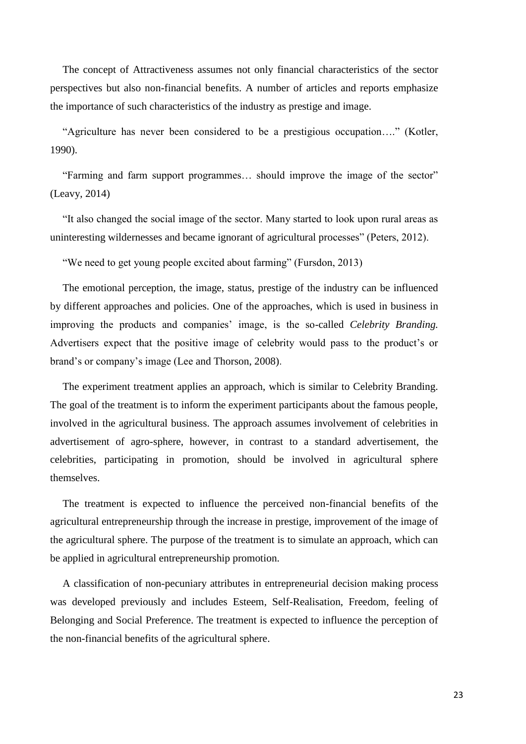The concept of Attractiveness assumes not only financial characteristics of the sector perspectives but also non-financial benefits. A number of articles and reports emphasize the importance of such characteristics of the industry as prestige and image.

"Agriculture has never been considered to be a prestigious occupation…." (Kotler, 1990).

"Farming and farm support programmes… should improve the image of the sector" (Leavy, 2014)

"It also changed the social image of the sector. Many started to look upon rural areas as uninteresting wildernesses and became ignorant of agricultural processes" (Peters, 2012).

"We need to get young people excited about farming" (Fursdon, 2013)

The emotional perception, the image, status, prestige of the industry can be influenced by different approaches and policies. One of the approaches, which is used in business in improving the products and companies' image, is the so-called *Celebrity Branding.* Advertisers expect that the positive image of celebrity would pass to the product's or brand's or company's image (Lee and Thorson, 2008).

The experiment treatment applies an approach, which is similar to Celebrity Branding. The goal of the treatment is to inform the experiment participants about the famous people, involved in the agricultural business. The approach assumes involvement of celebrities in advertisement of agro-sphere, however, in contrast to a standard advertisement, the celebrities, participating in promotion, should be involved in agricultural sphere themselves.

The treatment is expected to influence the perceived non-financial benefits of the agricultural entrepreneurship through the increase in prestige, improvement of the image of the agricultural sphere. The purpose of the treatment is to simulate an approach, which can be applied in agricultural entrepreneurship promotion.

A classification of non-pecuniary attributes in entrepreneurial decision making process was developed previously and includes Esteem, Self-Realisation, Freedom, feeling of Belonging and Social Preference. The treatment is expected to influence the perception of the non-financial benefits of the agricultural sphere.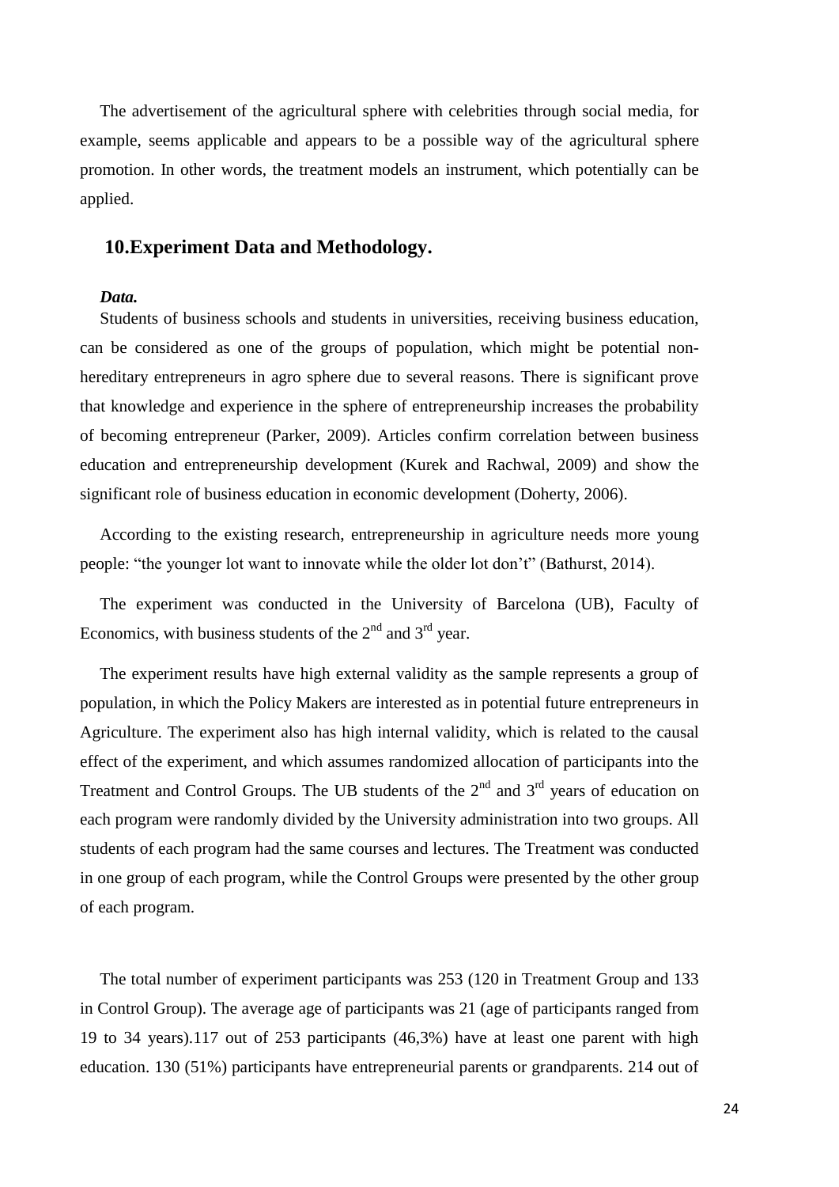The advertisement of the agricultural sphere with celebrities through social media, for example, seems applicable and appears to be a possible way of the agricultural sphere promotion. In other words, the treatment models an instrument, which potentially can be applied.

## 10.Experiment Data and Methodology.

***Data.***

Students of business schools and students in universities, receiving business education, can be considered as one of the groups of population, which might be potential non-hereditary entrepreneurs in agro sphere due to several reasons. There is significant prove that knowledge and experience in the sphere of entrepreneurship increases the probability of becoming entrepreneur (Parker, 2009). Articles confirm correlation between business education and entrepreneurship development (Kurek and Rachwal, 2009) and show the significant role of business education in economic development (Doherty, 2006).

According to the existing research, entrepreneurship in agriculture needs more young people: "the younger lot want to innovate while the older lot don't" (Bathurst, 2014).

The experiment was conducted in the University of Barcelona (UB), Faculty of Economics, with business students of the 2nd and 3rd year.

The experiment results have high external validity as the sample represents a group of population, in which the Policy Makers are interested as in potential future entrepreneurs in Agriculture. The experiment also has high internal validity, which is related to the causal effect of the experiment, and which assumes randomized allocation of participants into the Treatment and Control Groups. The UB students of the 2nd and 3rd years of education on each program were randomly divided by the University administration into two groups. All students of each program had the same courses and lectures. The Treatment was conducted in one group of each program, while the Control Groups were presented by the other group of each program.

The total number of experiment participants was 253 (120 in Treatment Group and 133 in Control Group). The average age of participants was 21 (age of participants ranged from 19 to 34 years).117 out of 253 participants (46,3%) have at least one parent with high education. 130 (51%) participants have entrepreneurial parents or grandparents. 214 out of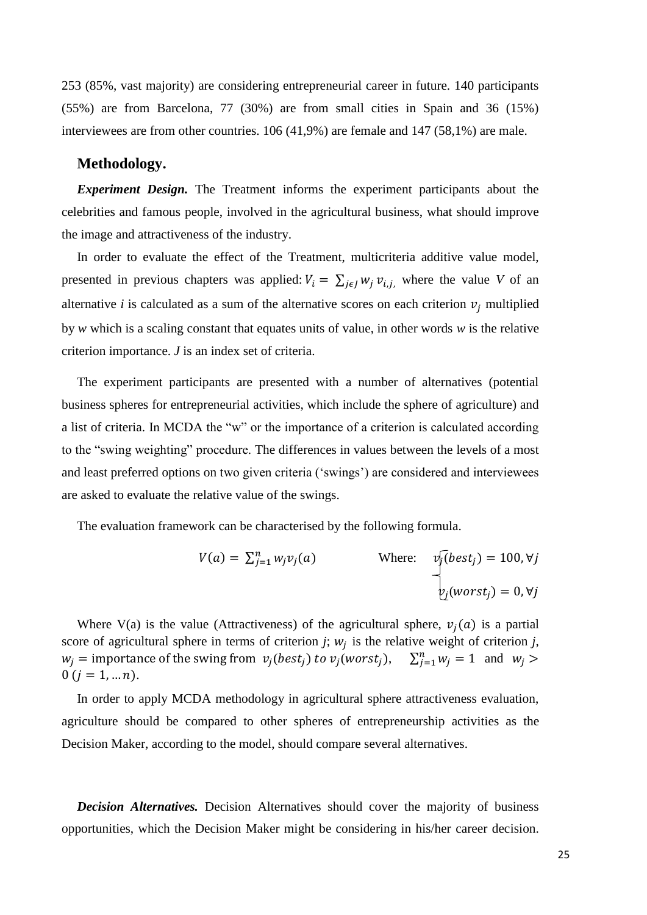253 (85%, vast majority) are considering entrepreneurial career in future. 140 participants (55%) are from Barcelona, 77 (30%) are from small cities in Spain and 36 (15%) interviewees are from other countries. 106 (41,9%) are female and 147 (58,1%) are male.

## Methodology.

***Experiment Design.*** The Treatment informs the experiment participants about the celebrities and famous people, involved in the agricultural business, what should improve the image and attractiveness of the industry.

In order to evaluate the effect of the Treatment, multicriteria additive value model, presented in previous chapters was applied: $V_i = \sum_{j \in J} w_j \, v_{i,j,}$ where the value *V* of an alternative *i* is calculated as a sum of the alternative scores on each criterion $v_j$ multiplied by *w* which is a scaling constant that equates units of value, in other words *w* is the relative criterion importance. *J* is an index set of criteria.

The experiment participants are presented with a number of alternatives (potential business spheres for entrepreneurial activities, which include the sphere of agriculture) and a list of criteria. In MCDA the "w" or the importance of a criterion is calculated according to the "swing weighting" procedure. The differences in values between the levels of a most and least preferred options on two given criteria ('swings') are considered and interviewees are asked to evaluate the relative value of the swings.

The evaluation framework can be characterised by the following formula.

$$V(a) = \sum_{j=1}^{n} w_j v_j(a) \qquad \text{Where: } \begin{cases} v_j(best_j) = 100, \forall j \\ v_j(worst_j) = 0, \forall j \end{cases}$$

Where V(a) is the value (Attractiveness) of the agricultural sphere, $v_j(a)$ is a partial score of agricultural sphere in terms of criterion *j*; $w_j$ is the relative weight of criterion *j*, $w_j = \text{importance of the swing from } v_j(best_j) \text{ to } v_j(worst_j)$, $\sum_{j=1}^{n} w_j = 1$ and $w_j > 0 \ (j = 1, \dots n)$.

In order to apply MCDA methodology in agricultural sphere attractiveness evaluation, agriculture should be compared to other spheres of entrepreneurship activities as the Decision Maker, according to the model, should compare several alternatives.

***Decision Alternatives.*** Decision Alternatives should cover the majority of business opportunities, which the Decision Maker might be considering in his/her career decision.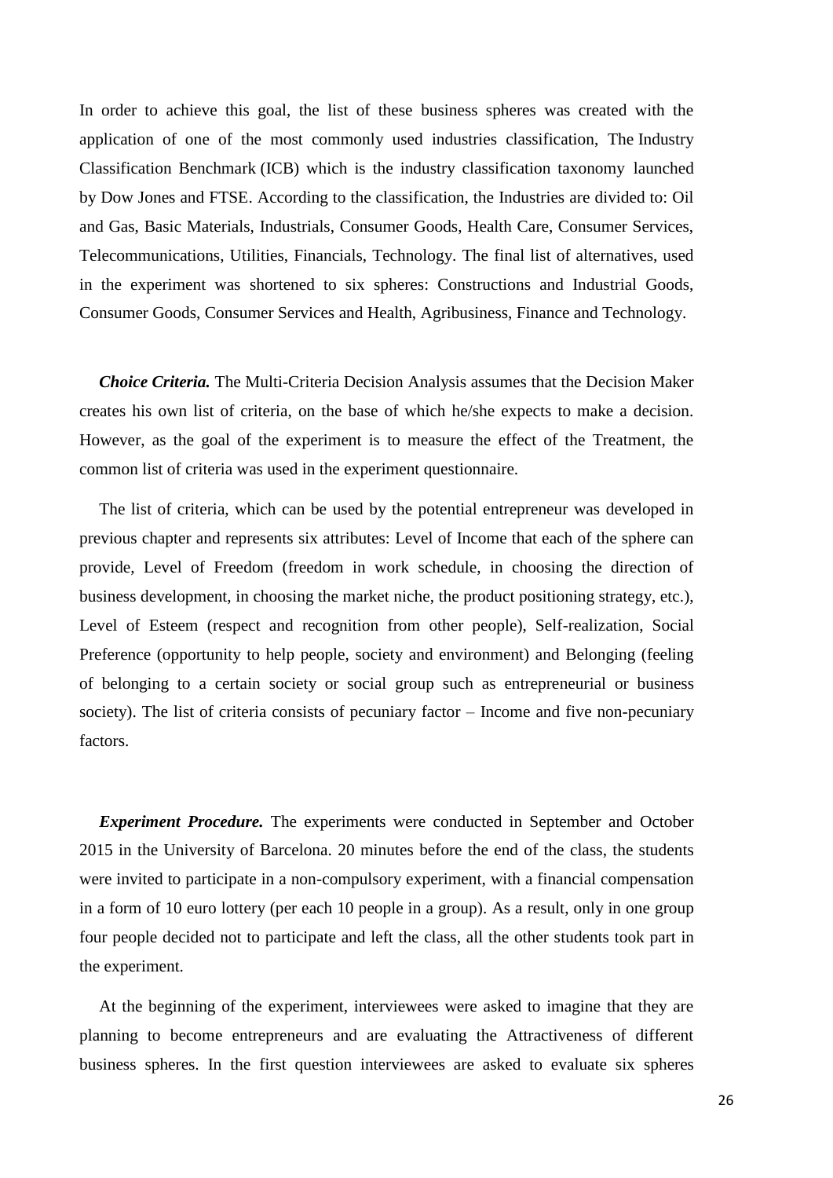In order to achieve this goal, the list of these business spheres was created with the application of one of the most commonly used industries classification, The Industry Classification Benchmark (ICB) which is the industry classification taxonomy launched by Dow Jones and FTSE. According to the classification, the Industries are divided to: Oil and Gas, Basic Materials, Industrials, Consumer Goods, Health Care, Consumer Services, Telecommunications, Utilities, Financials, Technology. The final list of alternatives, used in the experiment was shortened to six spheres: Constructions and Industrial Goods, Consumer Goods, Consumer Services and Health, Agribusiness, Finance and Technology.

***Choice Criteria.*** The Multi-Criteria Decision Analysis assumes that the Decision Maker creates his own list of criteria, on the base of which he/she expects to make a decision. However, as the goal of the experiment is to measure the effect of the Treatment, the common list of criteria was used in the experiment questionnaire.

The list of criteria, which can be used by the potential entrepreneur was developed in previous chapter and represents six attributes: Level of Income that each of the sphere can provide, Level of Freedom (freedom in work schedule, in choosing the direction of business development, in choosing the market niche, the product positioning strategy, etc.), Level of Esteem (respect and recognition from other people), Self-realization, Social Preference (opportunity to help people, society and environment) and Belonging (feeling of belonging to a certain society or social group such as entrepreneurial or business society). The list of criteria consists of pecuniary factor – Income and five non-pecuniary factors.

***Experiment Procedure.*** The experiments were conducted in September and October 2015 in the University of Barcelona. 20 minutes before the end of the class, the students were invited to participate in a non-compulsory experiment, with a financial compensation in a form of 10 euro lottery (per each 10 people in a group). As a result, only in one group four people decided not to participate and left the class, all the other students took part in the experiment.

At the beginning of the experiment, interviewees were asked to imagine that they are planning to become entrepreneurs and are evaluating the Attractiveness of different business spheres. In the first question interviewees are asked to evaluate six spheres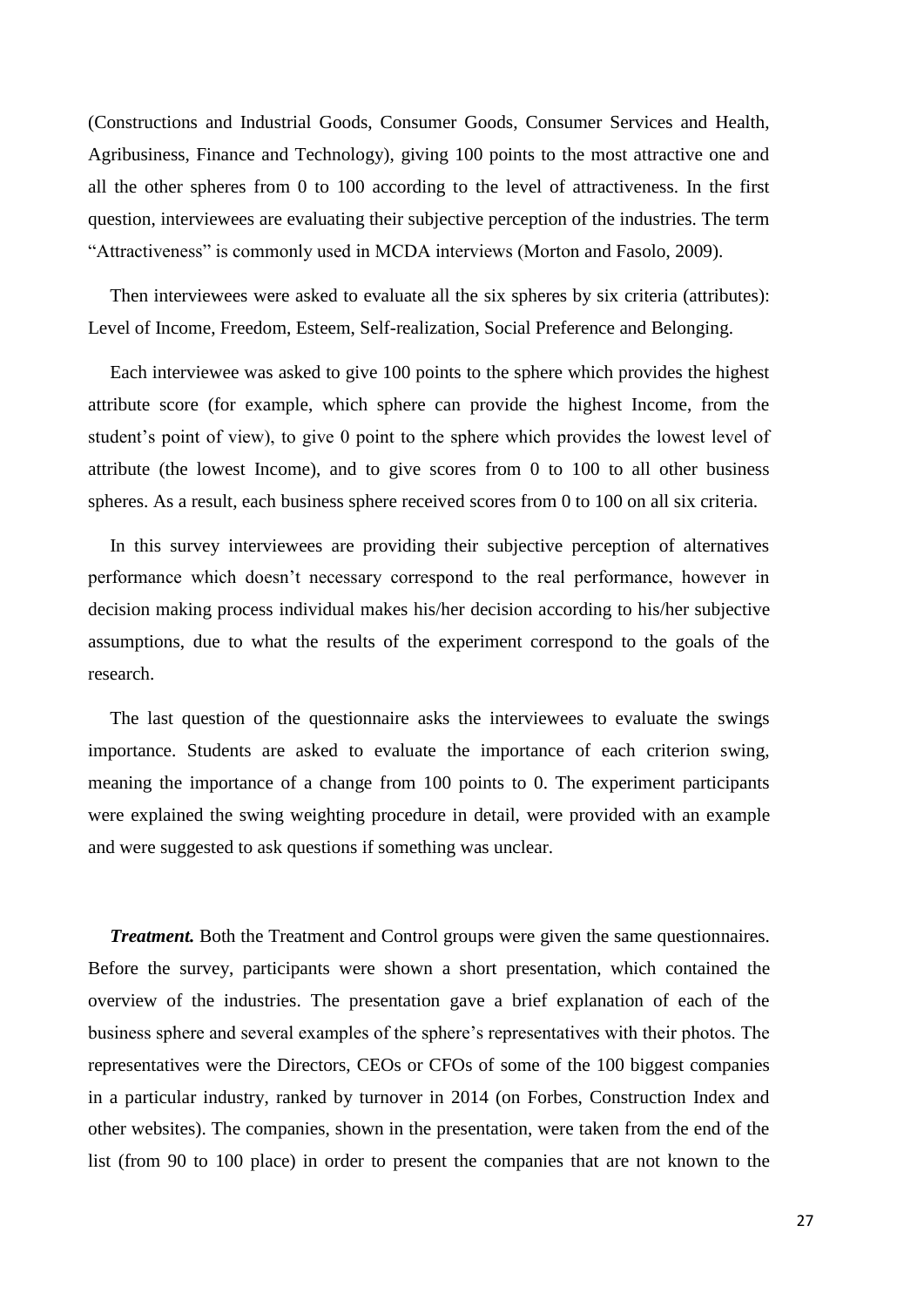(Constructions and Industrial Goods, Consumer Goods, Consumer Services and Health, Agribusiness, Finance and Technology), giving 100 points to the most attractive one and all the other spheres from 0 to 100 according to the level of attractiveness. In the first question, interviewees are evaluating their subjective perception of the industries. The term "Attractiveness" is commonly used in MCDA interviews (Morton and Fasolo, 2009).

Then interviewees were asked to evaluate all the six spheres by six criteria (attributes): Level of Income, Freedom, Esteem, Self-realization, Social Preference and Belonging.

Each interviewee was asked to give 100 points to the sphere which provides the highest attribute score (for example, which sphere can provide the highest Income, from the student's point of view), to give 0 point to the sphere which provides the lowest level of attribute (the lowest Income), and to give scores from 0 to 100 to all other business spheres. As a result, each business sphere received scores from 0 to 100 on all six criteria.

In this survey interviewees are providing their subjective perception of alternatives performance which doesn't necessary correspond to the real performance, however in decision making process individual makes his/her decision according to his/her subjective assumptions, due to what the results of the experiment correspond to the goals of the research.

The last question of the questionnaire asks the interviewees to evaluate the swings importance. Students are asked to evaluate the importance of each criterion swing, meaning the importance of a change from 100 points to 0. The experiment participants were explained the swing weighting procedure in detail, were provided with an example and were suggested to ask questions if something was unclear.

***Treatment.*** Both the Treatment and Control groups were given the same questionnaires. Before the survey, participants were shown a short presentation, which contained the overview of the industries. The presentation gave a brief explanation of each of the business sphere and several examples of the sphere's representatives with their photos. The representatives were the Directors, CEOs or CFOs of some of the 100 biggest companies in a particular industry, ranked by turnover in 2014 (on Forbes, Construction Index and other websites). The companies, shown in the presentation, were taken from the end of the list (from 90 to 100 place) in order to present the companies that are not known to the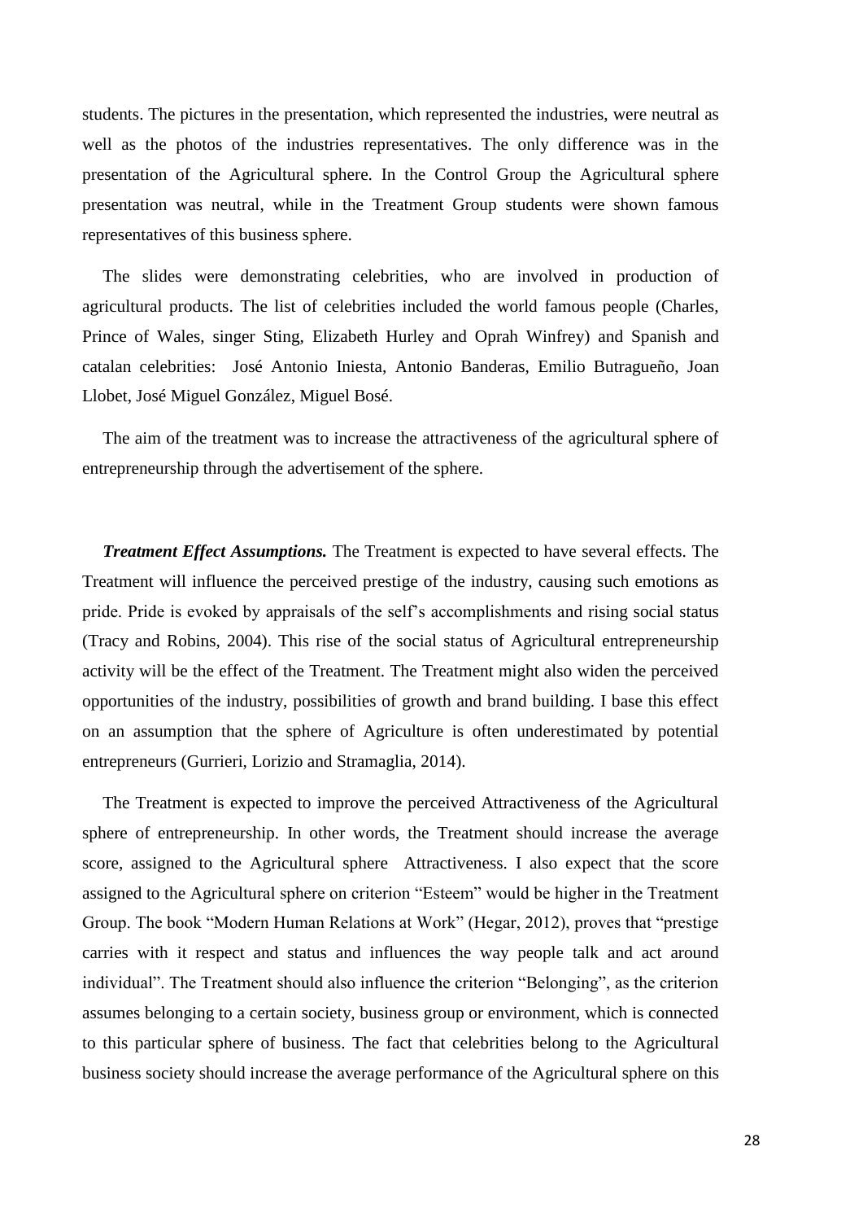students. The pictures in the presentation, which represented the industries, were neutral as well as the photos of the industries representatives. The only difference was in the presentation of the Agricultural sphere. In the Control Group the Agricultural sphere presentation was neutral, while in the Treatment Group students were shown famous representatives of this business sphere.

The slides were demonstrating celebrities, who are involved in production of agricultural products. The list of celebrities included the world famous people (Charles, Prince of Wales, singer Sting, Elizabeth Hurley and Oprah Winfrey) and Spanish and catalan celebrities: José Antonio Iniesta, Antonio Banderas, Emilio Butragueño, Joan Llobet, José Miguel González, Miguel Bosé.

The aim of the treatment was to increase the attractiveness of the agricultural sphere of entrepreneurship through the advertisement of the sphere.

***Treatment Effect Assumptions.*** The Treatment is expected to have several effects. The Treatment will influence the perceived prestige of the industry, causing such emotions as pride. Pride is evoked by appraisals of the self's accomplishments and rising social status (Tracy and Robins, 2004). This rise of the social status of Agricultural entrepreneurship activity will be the effect of the Treatment. The Treatment might also widen the perceived opportunities of the industry, possibilities of growth and brand building. I base this effect on an assumption that the sphere of Agriculture is often underestimated by potential entrepreneurs (Gurrieri, Lorizio and Stramaglia, 2014).

The Treatment is expected to improve the perceived Attractiveness of the Agricultural sphere of entrepreneurship. In other words, the Treatment should increase the average score, assigned to the Agricultural sphere Attractiveness. I also expect that the score assigned to the Agricultural sphere on criterion "Esteem" would be higher in the Treatment Group. The book "Modern Human Relations at Work" (Hegar, 2012), proves that "prestige carries with it respect and status and influences the way people talk and act around individual". The Treatment should also influence the criterion "Belonging", as the criterion assumes belonging to a certain society, business group or environment, which is connected to this particular sphere of business. The fact that celebrities belong to the Agricultural business society should increase the average performance of the Agricultural sphere on this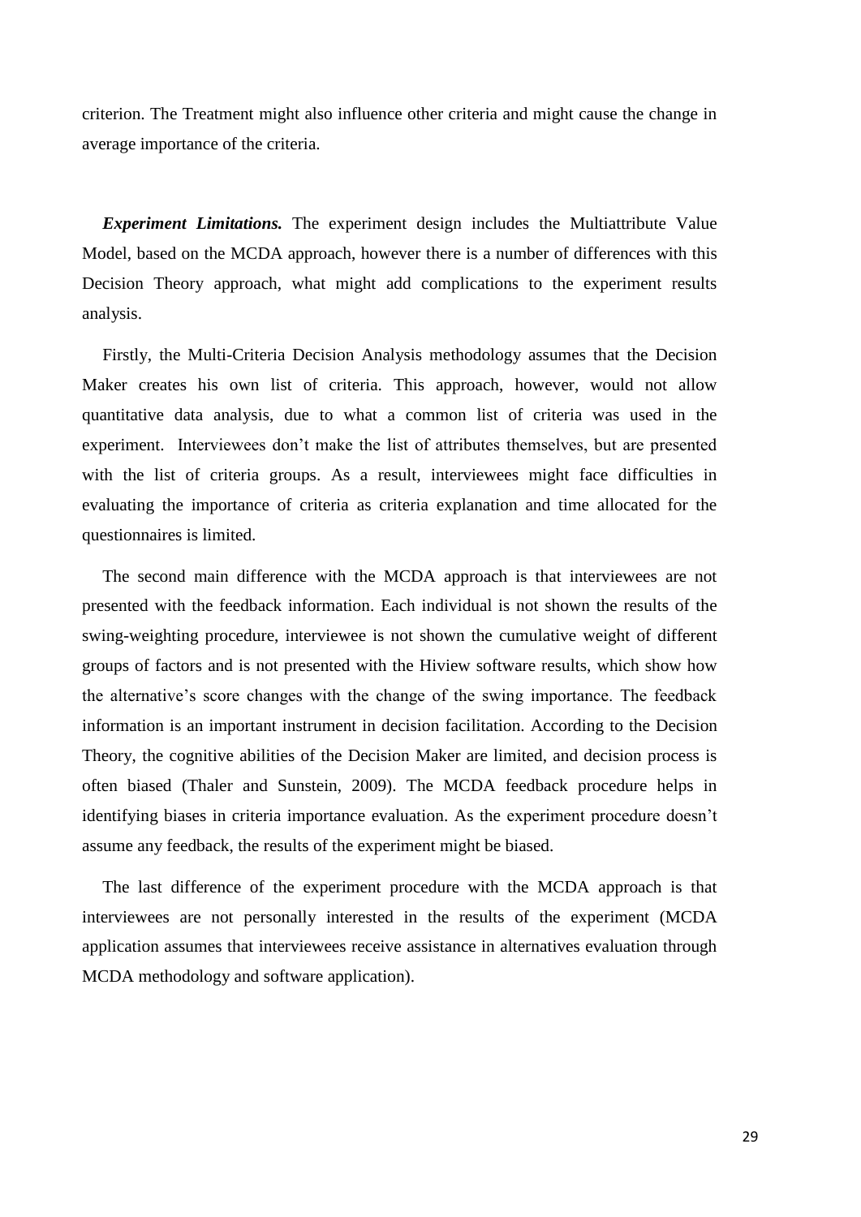criterion. The Treatment might also influence other criteria and might cause the change in average importance of the criteria.

***Experiment Limitations.*** The experiment design includes the Multiattribute Value Model, based on the MCDA approach, however there is a number of differences with this Decision Theory approach, what might add complications to the experiment results analysis.

Firstly, the Multi-Criteria Decision Analysis methodology assumes that the Decision Maker creates his own list of criteria. This approach, however, would not allow quantitative data analysis, due to what a common list of criteria was used in the experiment. Interviewees don't make the list of attributes themselves, but are presented with the list of criteria groups. As a result, interviewees might face difficulties in evaluating the importance of criteria as criteria explanation and time allocated for the questionnaires is limited.

The second main difference with the MCDA approach is that interviewees are not presented with the feedback information. Each individual is not shown the results of the swing-weighting procedure, interviewee is not shown the cumulative weight of different groups of factors and is not presented with the Hiview software results, which show how the alternative's score changes with the change of the swing importance. The feedback information is an important instrument in decision facilitation. According to the Decision Theory, the cognitive abilities of the Decision Maker are limited, and decision process is often biased (Thaler and Sunstein, 2009). The MCDA feedback procedure helps in identifying biases in criteria importance evaluation. As the experiment procedure doesn't assume any feedback, the results of the experiment might be biased.

The last difference of the experiment procedure with the MCDA approach is that interviewees are not personally interested in the results of the experiment (MCDA application assumes that interviewees receive assistance in alternatives evaluation through MCDA methodology and software application).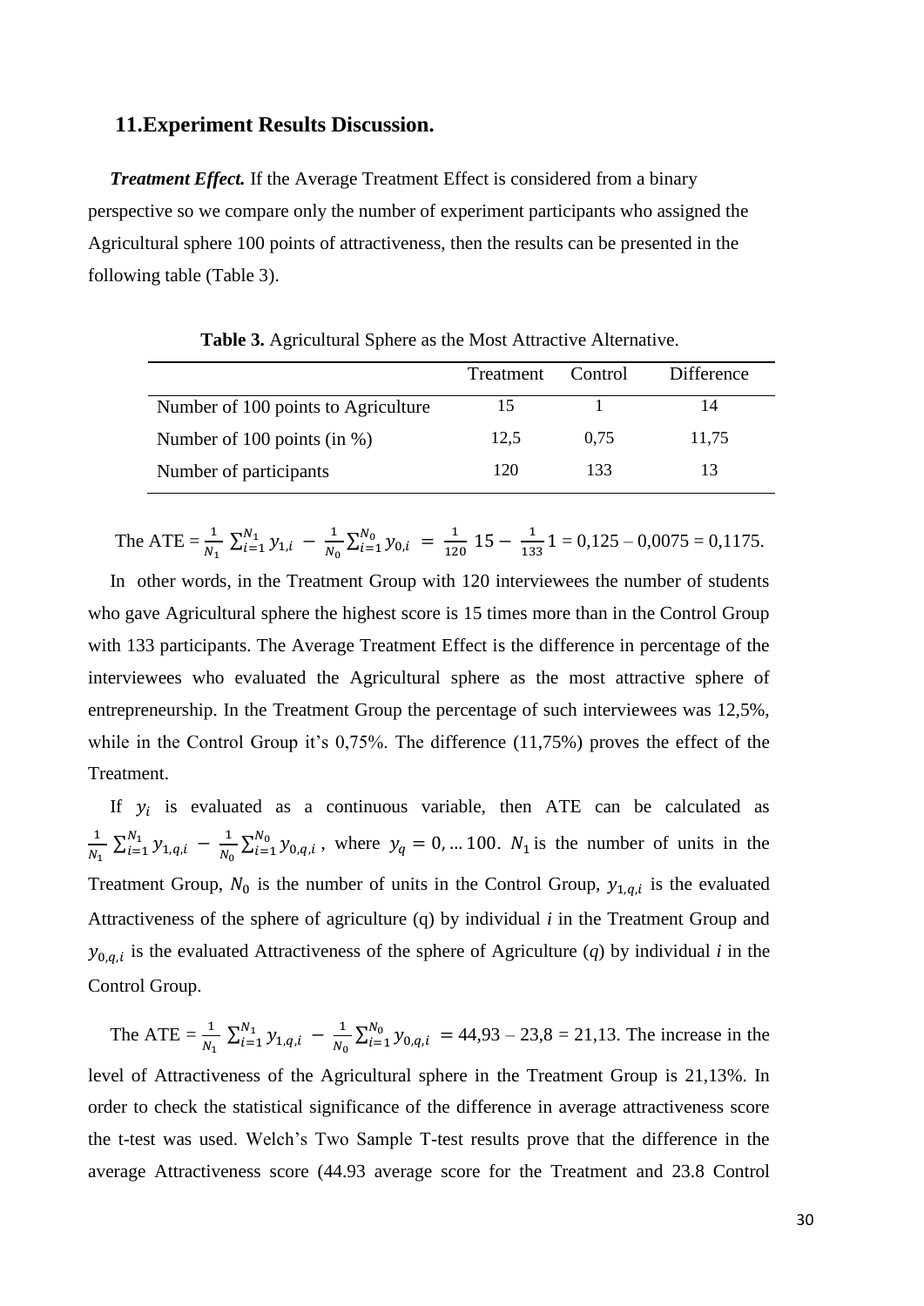## 11.Experiment Results Discussion.

***Treatment Effect.*** If the Average Treatment Effect is considered from a binary perspective so we compare only the number of experiment participants who assigned the Agricultural sphere 100 points of attractiveness, then the results can be presented in the following table (Table 3).

**Table 3.** Agricultural Sphere as the Most Attractive Alternative.

| | Treatment | Control | Difference |
|---|---|---|---|
| Number of 100 points to Agriculture | 15 | 1 | 14 |
| Number of 100 points (in %) | 12,5 | 0,75 | 11,75 |
| Number of participants | 120 | 133 | 13 |

The ATE = $\frac{1}{N_1}\sum_{i=1}^{N_1} y_{1,i} - \frac{1}{N_0}\sum_{i=1}^{N_0} y_{0,i} = \frac{1}{120}\,15 - \frac{1}{133}1$ = 0,125 – 0,0075 = 0,1175.

In other words, in the Treatment Group with 120 interviewees the number of students who gave Agricultural sphere the highest score is 15 times more than in the Control Group with 133 participants. The Average Treatment Effect is the difference in percentage of the interviewees who evaluated the Agricultural sphere as the most attractive sphere of entrepreneurship. In the Treatment Group the percentage of such interviewees was 12,5%, while in the Control Group it's 0,75%. The difference (11,75%) proves the effect of the Treatment.

If $y_i$ is evaluated as a continuous variable, then ATE can be calculated as $\frac{1}{N_1}\sum_{i=1}^{N_1} y_{1,q,i} - \frac{1}{N_0}\sum_{i=1}^{N_0} y_{0,q,i}$, where $y_q = 0, \ldots 100$. $N_1$ is the number of units in the Treatment Group, $N_0$ is the number of units in the Control Group, $y_{1,q,i}$ is the evaluated Attractiveness of the sphere of agriculture (q) by individual *i* in the Treatment Group and $y_{0,q,i}$ is the evaluated Attractiveness of the sphere of Agriculture (*q*) by individual *i* in the Control Group.

The ATE = $\frac{1}{N_1}\sum_{i=1}^{N_1} y_{1,q,i} - \frac{1}{N_0}\sum_{i=1}^{N_0} y_{0,q,i} = 44{,}93 - 23{,}8 = 21{,}13$. The increase in the level of Attractiveness of the Agricultural sphere in the Treatment Group is 21,13%. In order to check the statistical significance of the difference in average attractiveness score the t-test was used. Welch's Two Sample T-test results prove that the difference in the average Attractiveness score (44.93 average score for the Treatment and 23.8 Control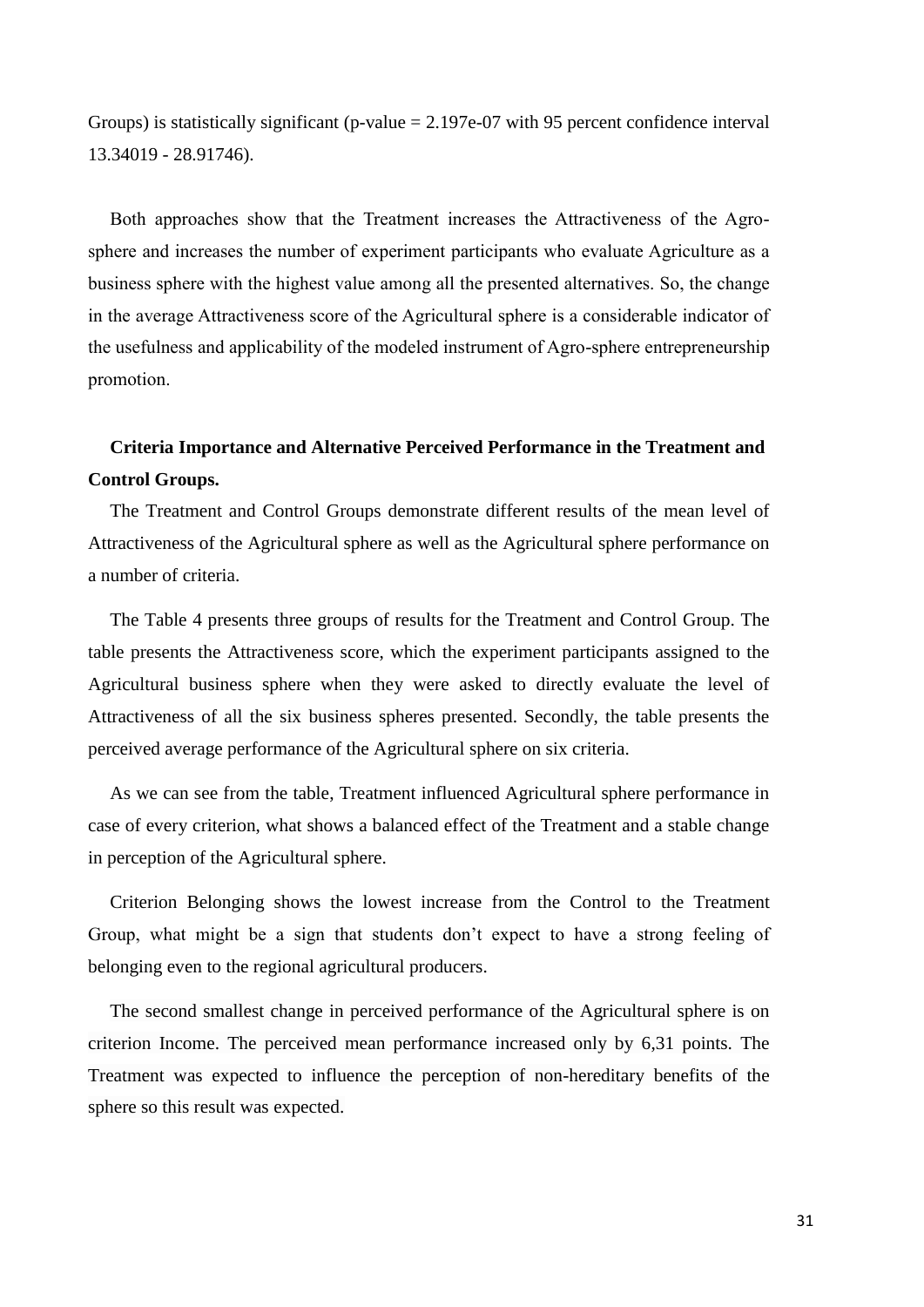Groups) is statistically significant (p-value = 2.197e-07 with 95 percent confidence interval 13.34019 - 28.91746).

Both approaches show that the Treatment increases the Attractiveness of the Agro-sphere and increases the number of experiment participants who evaluate Agriculture as a business sphere with the highest value among all the presented alternatives. So, the change in the average Attractiveness score of the Agricultural sphere is a considerable indicator of the usefulness and applicability of the modeled instrument of Agro-sphere entrepreneurship promotion.

**Criteria Importance and Alternative Perceived Performance in the Treatment and Control Groups.**

The Treatment and Control Groups demonstrate different results of the mean level of Attractiveness of the Agricultural sphere as well as the Agricultural sphere performance on a number of criteria.

The Table 4 presents three groups of results for the Treatment and Control Group. The table presents the Attractiveness score, which the experiment participants assigned to the Agricultural business sphere when they were asked to directly evaluate the level of Attractiveness of all the six business spheres presented. Secondly, the table presents the perceived average performance of the Agricultural sphere on six criteria.

As we can see from the table, Treatment influenced Agricultural sphere performance in case of every criterion, what shows a balanced effect of the Treatment and a stable change in perception of the Agricultural sphere.

Criterion Belonging shows the lowest increase from the Control to the Treatment Group, what might be a sign that students don't expect to have a strong feeling of belonging even to the regional agricultural producers.

The second smallest change in perceived performance of the Agricultural sphere is on criterion Income. The perceived mean performance increased only by 6,31 points. The Treatment was expected to influence the perception of non-hereditary benefits of the sphere so this result was expected.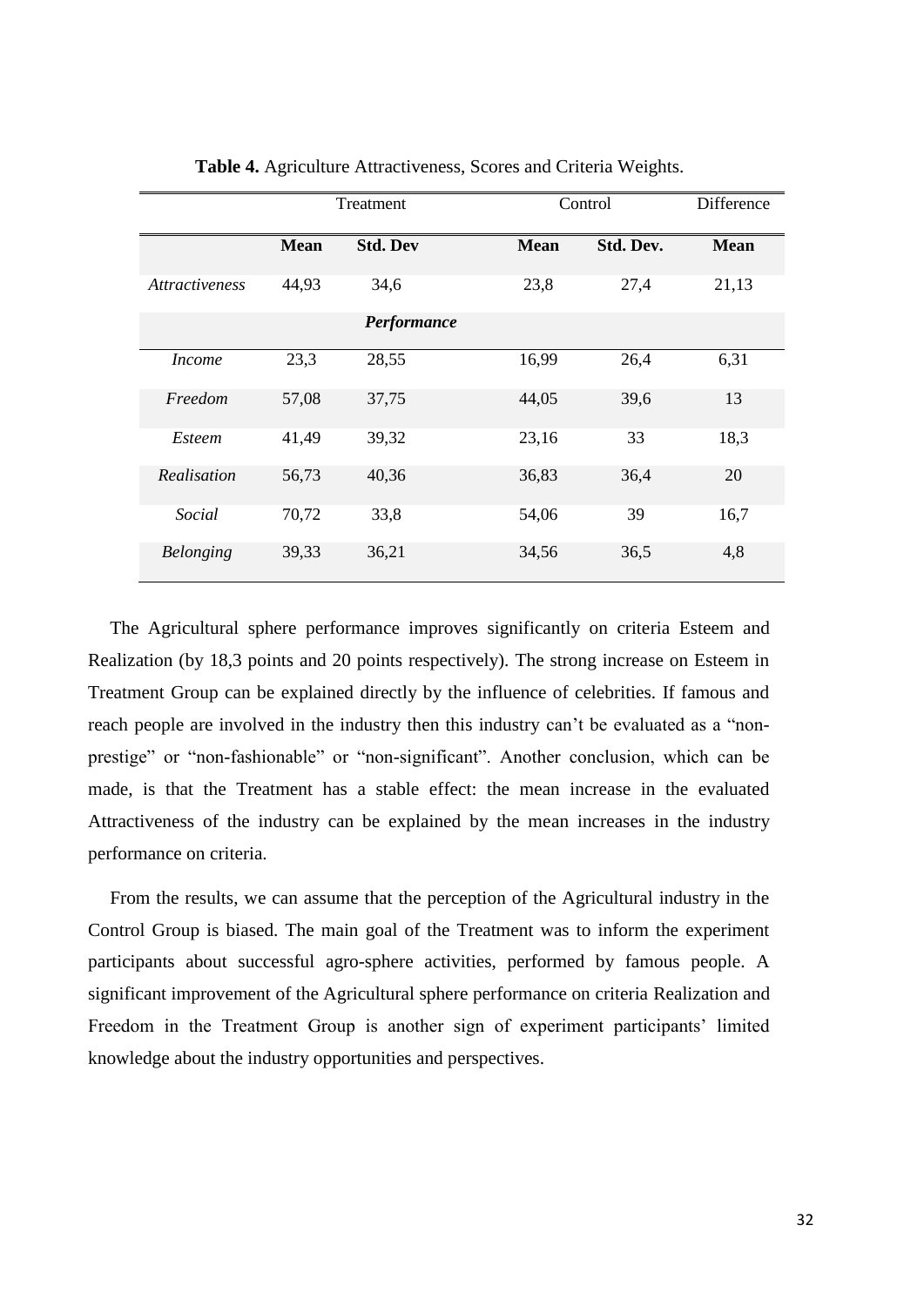**Table 4.** Agriculture Attractiveness, Scores and Criteria Weights.

| | Treatment | | Control | | Difference |
|---|---|---|---|---|---|
| | **Mean** | **Std. Dev** | **Mean** | **Std. Dev.** | **Mean** |
| *Attractiveness* | 44,93 | 34,6 | 23,8 | 27,4 | 21,13 |
| | | ***Performance*** | | | |
| *Income* | 23,3 | 28,55 | 16,99 | 26,4 | 6,31 |
| *Freedom* | 57,08 | 37,75 | 44,05 | 39,6 | 13 |
| *Esteem* | 41,49 | 39,32 | 23,16 | 33 | 18,3 |
| *Realisation* | 56,73 | 40,36 | 36,83 | 36,4 | 20 |
| *Social* | 70,72 | 33,8 | 54,06 | 39 | 16,7 |
| *Belonging* | 39,33 | 36,21 | 34,56 | 36,5 | 4,8 |

The Agricultural sphere performance improves significantly on criteria Esteem and Realization (by 18,3 points and 20 points respectively). The strong increase on Esteem in Treatment Group can be explained directly by the influence of celebrities. If famous and reach people are involved in the industry then this industry can't be evaluated as a "non-prestige" or "non-fashionable" or "non-significant". Another conclusion, which can be made, is that the Treatment has a stable effect: the mean increase in the evaluated Attractiveness of the industry can be explained by the mean increases in the industry performance on criteria.

From the results, we can assume that the perception of the Agricultural industry in the Control Group is biased. The main goal of the Treatment was to inform the experiment participants about successful agro-sphere activities, performed by famous people. A significant improvement of the Agricultural sphere performance on criteria Realization and Freedom in the Treatment Group is another sign of experiment participants' limited knowledge about the industry opportunities and perspectives.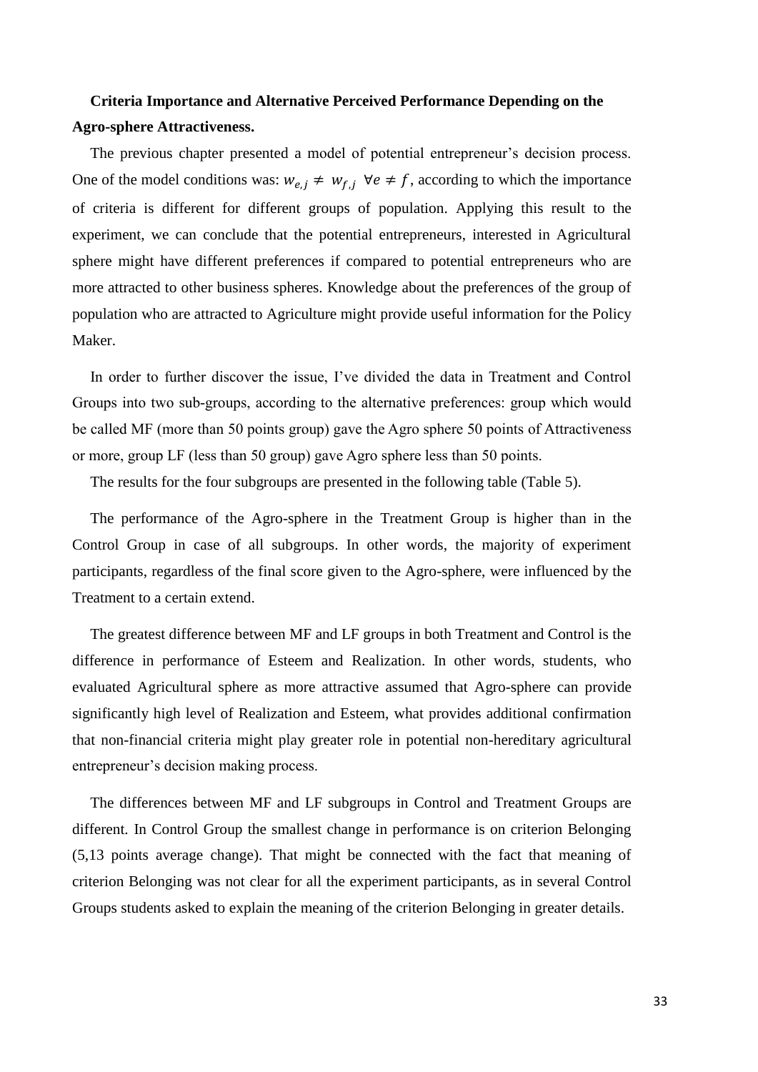**Criteria Importance and Alternative Perceived Performance Depending on the Agro-sphere Attractiveness.**

The previous chapter presented a model of potential entrepreneur's decision process. One of the model conditions was: $w_{e,j} \neq w_{f,j} \; \forall e \neq f$, according to which the importance of criteria is different for different groups of population. Applying this result to the experiment, we can conclude that the potential entrepreneurs, interested in Agricultural sphere might have different preferences if compared to potential entrepreneurs who are more attracted to other business spheres. Knowledge about the preferences of the group of population who are attracted to Agriculture might provide useful information for the Policy Maker.

In order to further discover the issue, I've divided the data in Treatment and Control Groups into two sub-groups, according to the alternative preferences: group which would be called MF (more than 50 points group) gave the Agro sphere 50 points of Attractiveness or more, group LF (less than 50 group) gave Agro sphere less than 50 points.

The results for the four subgroups are presented in the following table (Table 5).

The performance of the Agro-sphere in the Treatment Group is higher than in the Control Group in case of all subgroups. In other words, the majority of experiment participants, regardless of the final score given to the Agro-sphere, were influenced by the Treatment to a certain extend.

The greatest difference between MF and LF groups in both Treatment and Control is the difference in performance of Esteem and Realization. In other words, students, who evaluated Agricultural sphere as more attractive assumed that Agro-sphere can provide significantly high level of Realization and Esteem, what provides additional confirmation that non-financial criteria might play greater role in potential non-hereditary agricultural entrepreneur's decision making process.

The differences between MF and LF subgroups in Control and Treatment Groups are different. In Control Group the smallest change in performance is on criterion Belonging (5,13 points average change). That might be connected with the fact that meaning of criterion Belonging was not clear for all the experiment participants, as in several Control Groups students asked to explain the meaning of the criterion Belonging in greater details.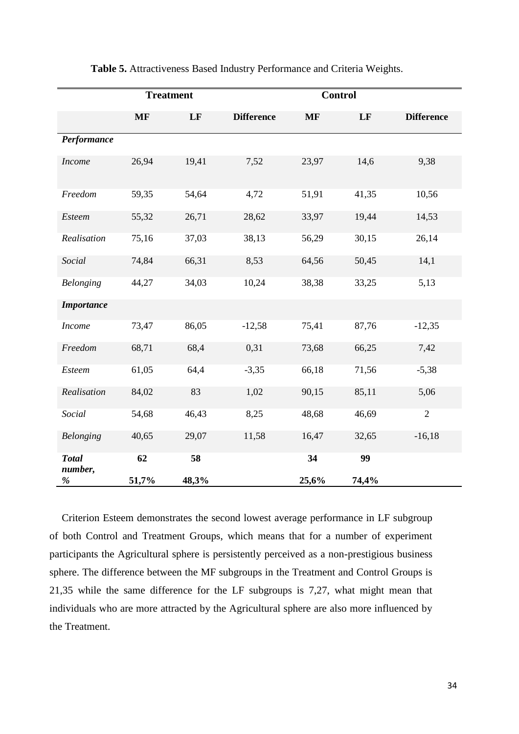**Table 5.** Attractiveness Based Industry Performance and Criteria Weights.

| | Treatment | | | Control | | |
|---|---|---|---|---|---|---|
| | **MF** | **LF** | **Difference** | **MF** | **LF** | **Difference** |
| ***Performance*** | | | | | | |
| *Income* | 26,94 | 19,41 | 7,52 | 23,97 | 14,6 | 9,38 |
| *Freedom* | 59,35 | 54,64 | 4,72 | 51,91 | 41,35 | 10,56 |
| *Esteem* | 55,32 | 26,71 | 28,62 | 33,97 | 19,44 | 14,53 |
| *Realisation* | 75,16 | 37,03 | 38,13 | 56,29 | 30,15 | 26,14 |
| *Social* | 74,84 | 66,31 | 8,53 | 64,56 | 50,45 | 14,1 |
| *Belonging* | 44,27 | 34,03 | 10,24 | 38,38 | 33,25 | 5,13 |
| ***Importance*** | | | | | | |
| *Income* | 73,47 | 86,05 | -12,58 | 75,41 | 87,76 | -12,35 |
| *Freedom* | 68,71 | 68,4 | 0,31 | 73,68 | 66,25 | 7,42 |
| *Esteem* | 61,05 | 64,4 | -3,35 | 66,18 | 71,56 | -5,38 |
| *Realisation* | 84,02 | 83 | 1,02 | 90,15 | 85,11 | 5,06 |
| *Social* | 54,68 | 46,43 | 8,25 | 48,68 | 46,69 | 2 |
| *Belonging* | 40,65 | 29,07 | 11,58 | 16,47 | 32,65 | -16,18 |
| ***Total number, %*** | **62** **51,7%** | **58** **48,3%** | | **34** **25,6%** | **99** **74,4%** | |

Criterion Esteem demonstrates the second lowest average performance in LF subgroup of both Control and Treatment Groups, which means that for a number of experiment participants the Agricultural sphere is persistently perceived as a non-prestigious business sphere. The difference between the MF subgroups in the Treatment and Control Groups is 21,35 while the same difference for the LF subgroups is 7,27, what might mean that individuals who are more attracted by the Agricultural sphere are also more influenced by the Treatment.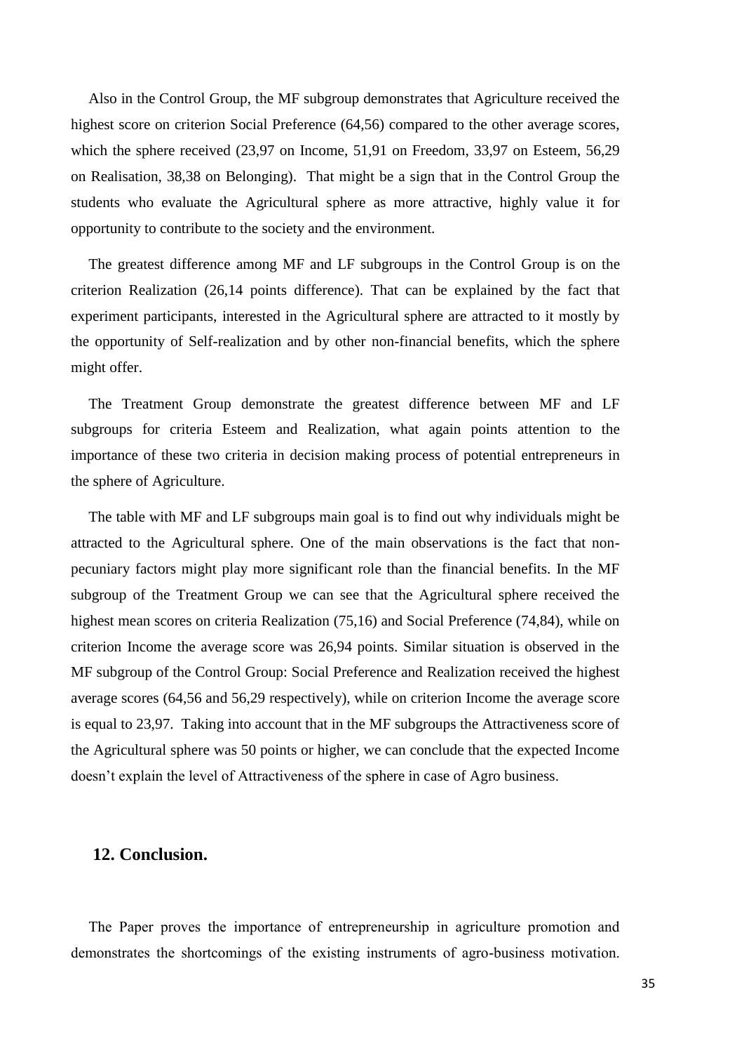Also in the Control Group, the MF subgroup demonstrates that Agriculture received the highest score on criterion Social Preference (64,56) compared to the other average scores, which the sphere received (23,97 on Income, 51,91 on Freedom, 33,97 on Esteem, 56,29 on Realisation, 38,38 on Belonging). That might be a sign that in the Control Group the students who evaluate the Agricultural sphere as more attractive, highly value it for opportunity to contribute to the society and the environment.

The greatest difference among MF and LF subgroups in the Control Group is on the criterion Realization (26,14 points difference). That can be explained by the fact that experiment participants, interested in the Agricultural sphere are attracted to it mostly by the opportunity of Self-realization and by other non-financial benefits, which the sphere might offer.

The Treatment Group demonstrate the greatest difference between MF and LF subgroups for criteria Esteem and Realization, what again points attention to the importance of these two criteria in decision making process of potential entrepreneurs in the sphere of Agriculture.

The table with MF and LF subgroups main goal is to find out why individuals might be attracted to the Agricultural sphere. One of the main observations is the fact that non-pecuniary factors might play more significant role than the financial benefits. In the MF subgroup of the Treatment Group we can see that the Agricultural sphere received the highest mean scores on criteria Realization (75,16) and Social Preference (74,84), while on criterion Income the average score was 26,94 points. Similar situation is observed in the MF subgroup of the Control Group: Social Preference and Realization received the highest average scores (64,56 and 56,29 respectively), while on criterion Income the average score is equal to 23,97. Taking into account that in the MF subgroups the Attractiveness score of the Agricultural sphere was 50 points or higher, we can conclude that the expected Income doesn't explain the level of Attractiveness of the sphere in case of Agro business.

## 12. Conclusion.

The Paper proves the importance of entrepreneurship in agriculture promotion and demonstrates the shortcomings of the existing instruments of agro-business motivation.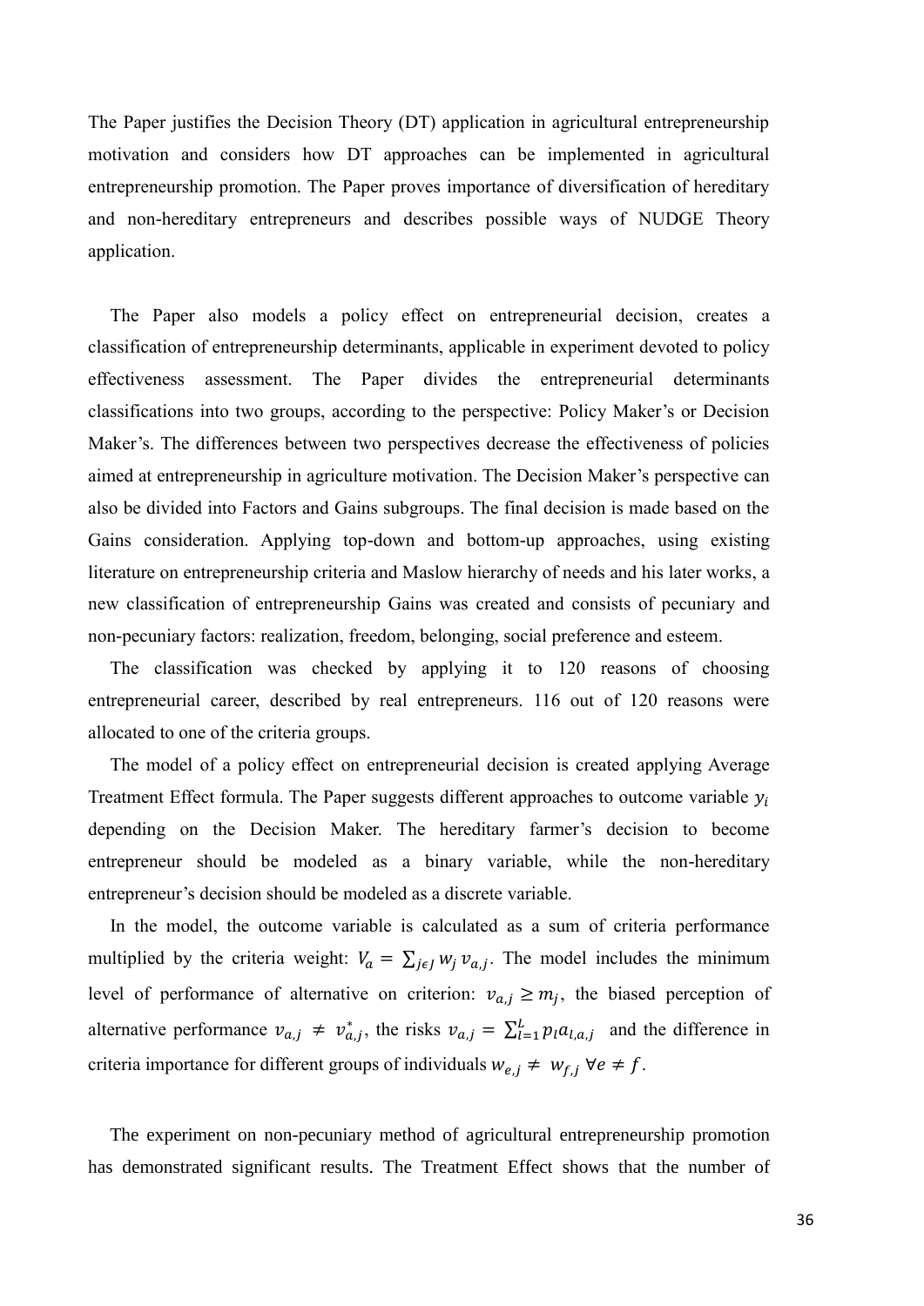The Paper justifies the Decision Theory (DT) application in agricultural entrepreneurship motivation and considers how DT approaches can be implemented in agricultural entrepreneurship promotion. The Paper proves importance of diversification of hereditary and non-hereditary entrepreneurs and describes possible ways of NUDGE Theory application.

The Paper also models a policy effect on entrepreneurial decision, creates a classification of entrepreneurship determinants, applicable in experiment devoted to policy effectiveness assessment. The Paper divides the entrepreneurial determinants classifications into two groups, according to the perspective: Policy Maker's or Decision Maker's. The differences between two perspectives decrease the effectiveness of policies aimed at entrepreneurship in agriculture motivation. The Decision Maker's perspective can also be divided into Factors and Gains subgroups. The final decision is made based on the Gains consideration. Applying top-down and bottom-up approaches, using existing literature on entrepreneurship criteria and Maslow hierarchy of needs and his later works, a new classification of entrepreneurship Gains was created and consists of pecuniary and non-pecuniary factors: realization, freedom, belonging, social preference and esteem.

The classification was checked by applying it to 120 reasons of choosing entrepreneurial career, described by real entrepreneurs. 116 out of 120 reasons were allocated to one of the criteria groups.

The model of a policy effect on entrepreneurial decision is created applying Average Treatment Effect formula. The Paper suggests different approaches to outcome variable $y_i$ depending on the Decision Maker. The hereditary farmer's decision to become entrepreneur should be modeled as a binary variable, while the non-hereditary entrepreneur's decision should be modeled as a discrete variable.

In the model, the outcome variable is calculated as a sum of criteria performance multiplied by the criteria weight: $V_a = \sum_{j \epsilon J} w_j v_{a,j}$. The model includes the minimum level of performance of alternative on criterion: $v_{a,j} \geq m_j$, the biased perception of alternative performance $v_{a,j} \neq v_{a,j}^*$, the risks $v_{a,j} = \sum_{l=1}^{L} p_l a_{l,a,j}$ and the difference in criteria importance for different groups of individuals $w_{e,j} \neq w_{f,j} \; \forall e \neq f$.

The experiment on non-pecuniary method of agricultural entrepreneurship promotion has demonstrated significant results. The Treatment Effect shows that the number of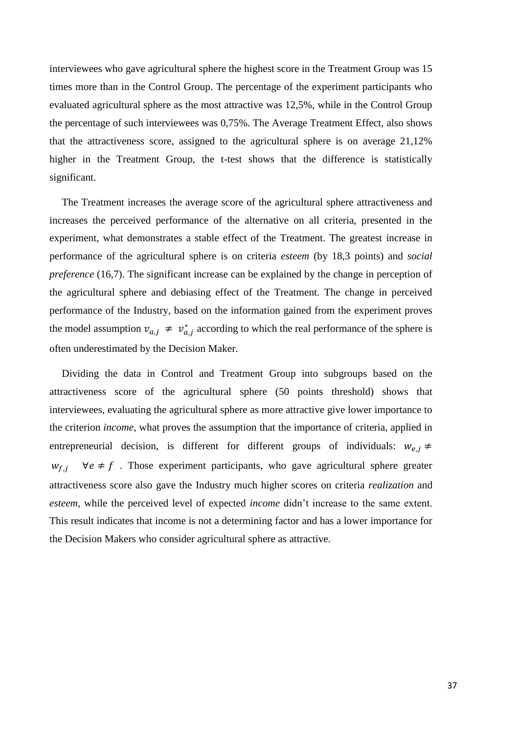interviewees who gave agricultural sphere the highest score in the Treatment Group was 15 times more than in the Control Group. The percentage of the experiment participants who evaluated agricultural sphere as the most attractive was 12,5%, while in the Control Group the percentage of such interviewees was 0,75%. The Average Treatment Effect, also shows that the attractiveness score, assigned to the agricultural sphere is on average 21,12% higher in the Treatment Group, the t-test shows that the difference is statistically significant.

The Treatment increases the average score of the agricultural sphere attractiveness and increases the perceived performance of the alternative on all criteria, presented in the experiment, what demonstrates a stable effect of the Treatment. The greatest increase in performance of the agricultural sphere is on criteria *esteem* (by 18,3 points) and *social preference* (16,7). The significant increase can be explained by the change in perception of the agricultural sphere and debiasing effect of the Treatment. The change in perceived performance of the Industry, based on the information gained from the experiment proves the model assumption $v_{a,j} \neq v^*_{a,j}$ according to which the real performance of the sphere is often underestimated by the Decision Maker.

Dividing the data in Control and Treatment Group into subgroups based on the attractiveness score of the agricultural sphere (50 points threshold) shows that interviewees, evaluating the agricultural sphere as more attractive give lower importance to the criterion *income*, what proves the assumption that the importance of criteria, applied in entrepreneurial decision, is different for different groups of individuals: $w_{e,j} \neq w_{f,j} \quad \forall e \neq f$ . Those experiment participants, who gave agricultural sphere greater attractiveness score also gave the Industry much higher scores on criteria *realization* and *esteem*, while the perceived level of expected *income* didn't increase to the same extent. This result indicates that income is not a determining factor and has a lower importance for the Decision Makers who consider agricultural sphere as attractive.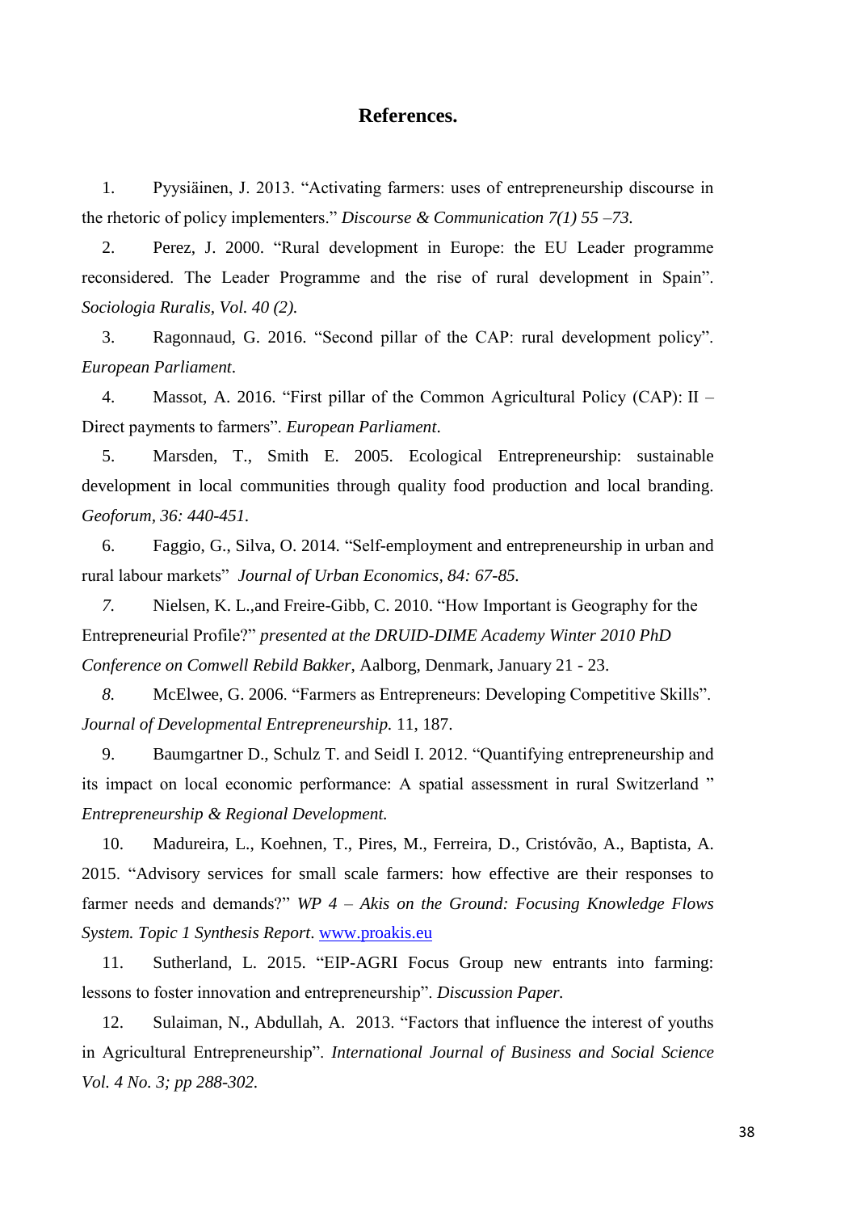## References.

1. Pyysiäinen, J. 2013. "Activating farmers: uses of entrepreneurship discourse in the rhetoric of policy implementers." *Discourse & Communication 7(1) 55 –73.*

2. Perez, J. 2000. "Rural development in Europe: the EU Leader programme reconsidered. The Leader Programme and the rise of rural development in Spain". *Sociologia Ruralis, Vol. 40 (2).*

3. Ragonnaud, G. 2016. "Second pillar of the CAP: rural development policy". *European Parliament*.

4. Massot, A. 2016. "First pillar of the Common Agricultural Policy (CAP): II – Direct payments to farmers". *European Parliament*.

5. Marsden, T., Smith E. 2005. Ecological Entrepreneurship: sustainable development in local communities through quality food production and local branding. *Geoforum, 36: 440-451.*

6. Faggio, G., Silva, O. 2014. "Self-employment and entrepreneurship in urban and rural labour markets" *Journal of Urban Economics, 84: 67-85.*

7. Nielsen, K. L.,and Freire-Gibb, C. 2010. "How Important is Geography for the Entrepreneurial Profile?" *presented at the DRUID-DIME Academy Winter 2010 PhD Conference on Comwell Rebild Bakker*, Aalborg, Denmark, January 21 - 23.

8. McElwee, G. 2006. "Farmers as Entrepreneurs: Developing Competitive Skills". *Journal of Developmental Entrepreneurship.* 11, 187.

9. Baumgartner D., Schulz T. and Seidl I. 2012. "Quantifying entrepreneurship and its impact on local economic performance: A spatial assessment in rural Switzerland " *Entrepreneurship & Regional Development.*

10. Madureira, L., Koehnen, T., Pires, M., Ferreira, D., Cristóvão, A., Baptista, A. 2015. "Advisory services for small scale farmers: how effective are their responses to farmer needs and demands?" *WP 4 – Akis on the Ground: Focusing Knowledge Flows System. Topic 1 Synthesis Report*. www.proakis.eu

11. Sutherland, L. 2015. "EIP-AGRI Focus Group new entrants into farming: lessons to foster innovation and entrepreneurship". *Discussion Paper.*

12. Sulaiman, N., Abdullah, A. 2013. "Factors that influence the interest of youths in Agricultural Entrepreneurship". *International Journal of Business and Social Science Vol. 4 No. 3; pp 288-302.*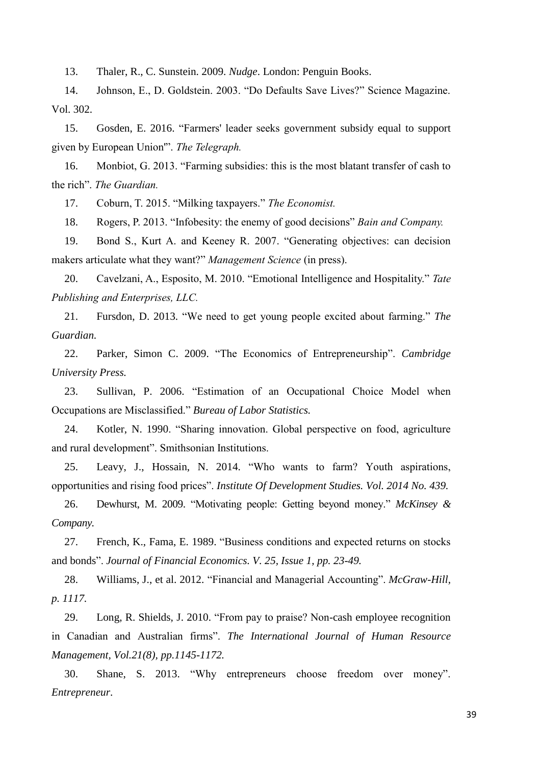13. Thaler, R., C. Sunstein. 2009. *Nudge*. London: Penguin Books.

14. Johnson, E., D. Goldstein. 2003. “Do Defaults Save Lives?” Science Magazine. Vol. 302.

15. Gosden, E. 2016. “Farmers' leader seeks government subsidy equal to support given by European Union'”. *The Telegraph.*

16. Monbiot, G. 2013. “Farming subsidies: this is the most blatant transfer of cash to the rich”. *The Guardian.*

17. Coburn, T. 2015. “Milking taxpayers.” *The Economist.*

18. Rogers, P. 2013. “Infobesity: the enemy of good decisions” *Bain and Company.*

19. Bond S., Kurt A. and Keeney R. 2007. “Generating objectives: can decision makers articulate what they want?” *Management Science* (in press).

20. Cavelzani, A., Esposito, M. 2010. “Emotional Intelligence and Hospitality.” *Tate Publishing and Enterprises, LLC.*

21. Fursdon, D. 2013. “We need to get young people excited about farming.” *The Guardian.*

22. Parker, Simon C. 2009. “The Economics of Entrepreneurship”. *Cambridge University Press.*

23. Sullivan, P. 2006. “Estimation of an Occupational Choice Model when Occupations are Misclassified.” *Bureau of Labor Statistics.*

24. Kotler, N. 1990. “Sharing innovation. Global perspective on food, agriculture and rural development”. Smithsonian Institutions.

25. Leavy, J., Hossain, N. 2014. “Who wants to farm? Youth aspirations, opportunities and rising food prices”. *Institute Of Development Studies. Vol. 2014 No. 439.*

26. Dewhurst, M. 2009. “Motivating people: Getting beyond money.” *McKinsey & Company.*

27. French, K., Fama, E. 1989. “Business conditions and expected returns on stocks and bonds”. *Journal of Financial Economics. V. 25, Issue 1, pp. 23-49.*

28. Williams, J., et al. 2012. “Financial and Managerial Accounting”. *McGraw-Hill, p. 1117.*

29. Long, R. Shields, J. 2010. “From pay to praise? Non-cash employee recognition in Canadian and Australian firms”. *The International Journal of Human Resource Management, Vol.21(8), pp.1145-1172.*

30. Shane, S. 2013. “Why entrepreneurs choose freedom over money”. *Entrepreneur*.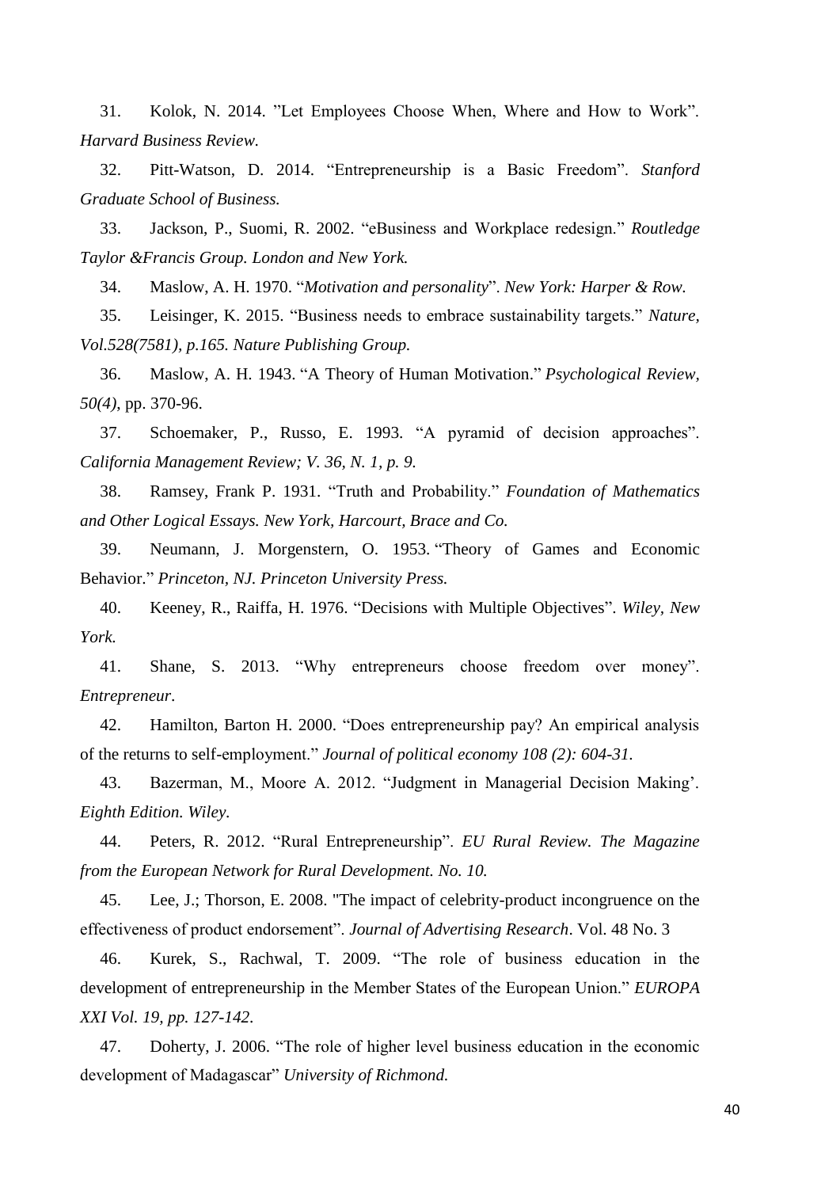31. Kolok, N. 2014. ”Let Employees Choose When, Where and How to Work”. *Harvard Business Review.*

32. Pitt-Watson, D. 2014. “Entrepreneurship is a Basic Freedom”. *Stanford Graduate School of Business.*

33. Jackson, P., Suomi, R. 2002. “eBusiness and Workplace redesign.” *Routledge Taylor &Francis Group. London and New York.*

34. Maslow, A. H. 1970. “*Motivation and personality*”. *New York: Harper & Row.*

35. Leisinger, K. 2015. “Business needs to embrace sustainability targets.” *Nature, Vol.528(7581), p.165. Nature Publishing Group.*

36. Maslow, A. H. 1943. “A Theory of Human Motivation.” *Psychological Review, 50(4)*, pp. 370-96.

37. Schoemaker, P., Russo, E. 1993. “A pyramid of decision approaches”. *California Management Review; V. 36, N. 1, p. 9.*

38. Ramsey, Frank P. 1931. “Truth and Probability.” *Foundation of Mathematics and Other Logical Essays. New York, Harcourt, Brace and Co.*

39. Neumann, J. Morgenstern, O. 1953. “Theory of Games and Economic Behavior.” *Princeton, NJ. Princeton University Press.*

40. Keeney, R., Raiffa, H. 1976. “Decisions with Multiple Objectives”. *Wiley, New York.*

41. Shane, S. 2013. “Why entrepreneurs choose freedom over money”. *Entrepreneur*.

42. Hamilton, Barton H. 2000. “Does entrepreneurship pay? An empirical analysis of the returns to self-employment.” *Journal of political economy 108 (2): 604-31.*

43. Bazerman, M., Moore A. 2012. “Judgment in Managerial Decision Making’. *Eighth Edition. Wiley.*

44. Peters, R. 2012. “Rural Entrepreneurship”. *EU Rural Review. The Magazine from the European Network for Rural Development. No. 10.*

45. Lee, J.; Thorson, E. 2008. "The impact of celebrity-product incongruence on the effectiveness of product endorsement”. *Journal of Advertising Research*. Vol. 48 No. 3

46. Kurek, S., Rachwal, T. 2009. “The role of business education in the development of entrepreneurship in the Member States of the European Union.” *EUROPA XXI Vol. 19, pp. 127-142*.

47. Doherty, J. 2006. “The role of higher level business education in the economic development of Madagascar” *University of Richmond.*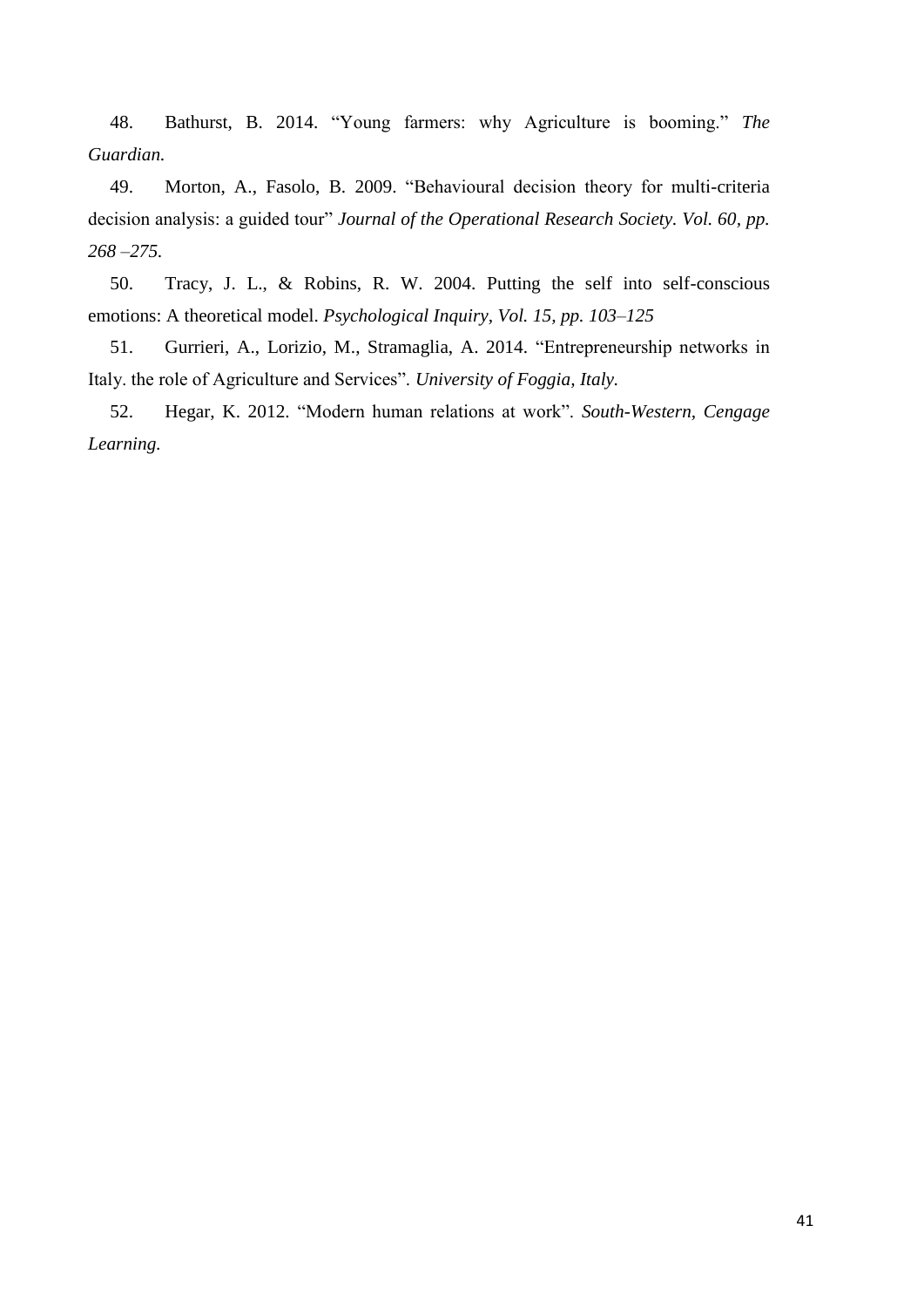48. Bathurst, B. 2014. "Young farmers: why Agriculture is booming." *The Guardian.*

49. Morton, A., Fasolo, B. 2009. "Behavioural decision theory for multi-criteria decision analysis: a guided tour" *Journal of the Operational Research Society. Vol. 60, pp. 268 –275.*

50. Tracy, J. L., & Robins, R. W. 2004. Putting the self into self-conscious emotions: A theoretical model. *Psychological Inquiry, Vol. 15, pp. 103–125*

51. Gurrieri, A., Lorizio, M., Stramaglia, A. 2014. "Entrepreneurship networks in Italy. the role of Agriculture and Services". *University of Foggia, Italy.*

52. Hegar, K. 2012. "Modern human relations at work". *South-Western, Cengage Learning.*